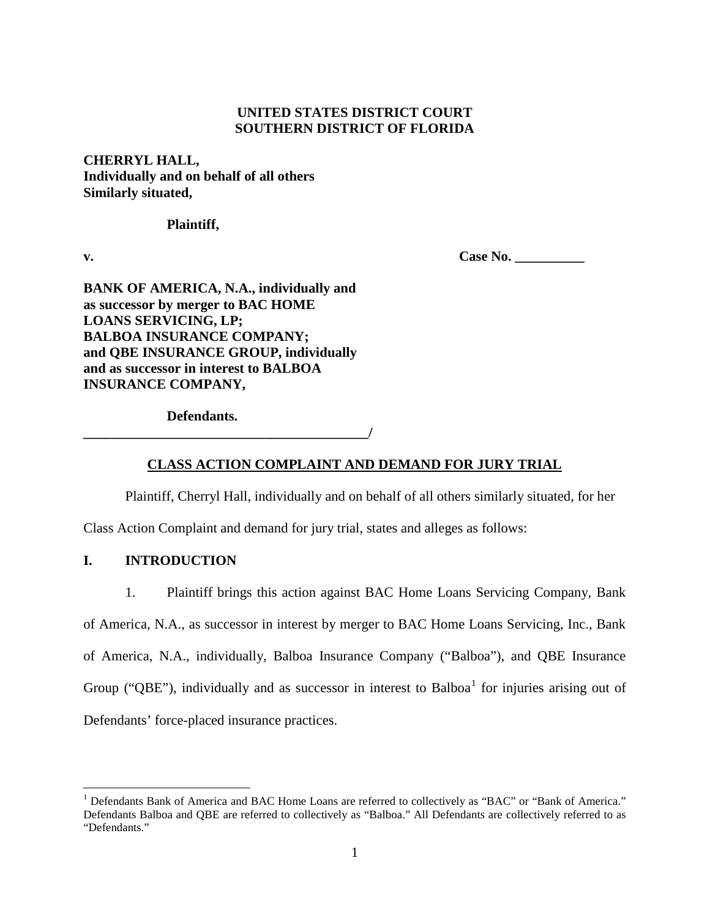**UNITED STATES DISTRICT COURT**
**SOUTHERN DISTRICT OF FLORIDA**

**CHERRYL HALL,**
**Individually and on behalf of all others**
**Similarly situated,**

**Plaintiff,**

**v.** **Case No. __________**

**BANK OF AMERICA, N.A., individually and as successor by merger to BAC HOME LOANS SERVICING, LP;**
**BALBOA INSURANCE COMPANY;**
**and QBE INSURANCE GROUP, individually and as successor in interest to BALBOA INSURANCE COMPANY,**

**Defendants.**
**___________________________________________/**

**CLASS ACTION COMPLAINT AND DEMAND FOR JURY TRIAL**

Plaintiff, Cherryl Hall, individually and on behalf of all others similarly situated, for her Class Action Complaint and demand for jury trial, states and alleges as follows:

## I. INTRODUCTION

1. Plaintiff brings this action against BAC Home Loans Servicing Company, Bank of America, N.A., as successor in interest by merger to BAC Home Loans Servicing, Inc., Bank of America, N.A., individually, Balboa Insurance Company ("Balboa"), and QBE Insurance Group ("QBE"), individually and as successor in interest to Balboa[1] for injuries arising out of Defendants' force-placed insurance practices.

---

[1] Defendants Bank of America and BAC Home Loans are referred to collectively as "BAC" or "Bank of America." Defendants Balboa and QBE are referred to collectively as "Balboa." All Defendants are collectively referred to as "Defendants."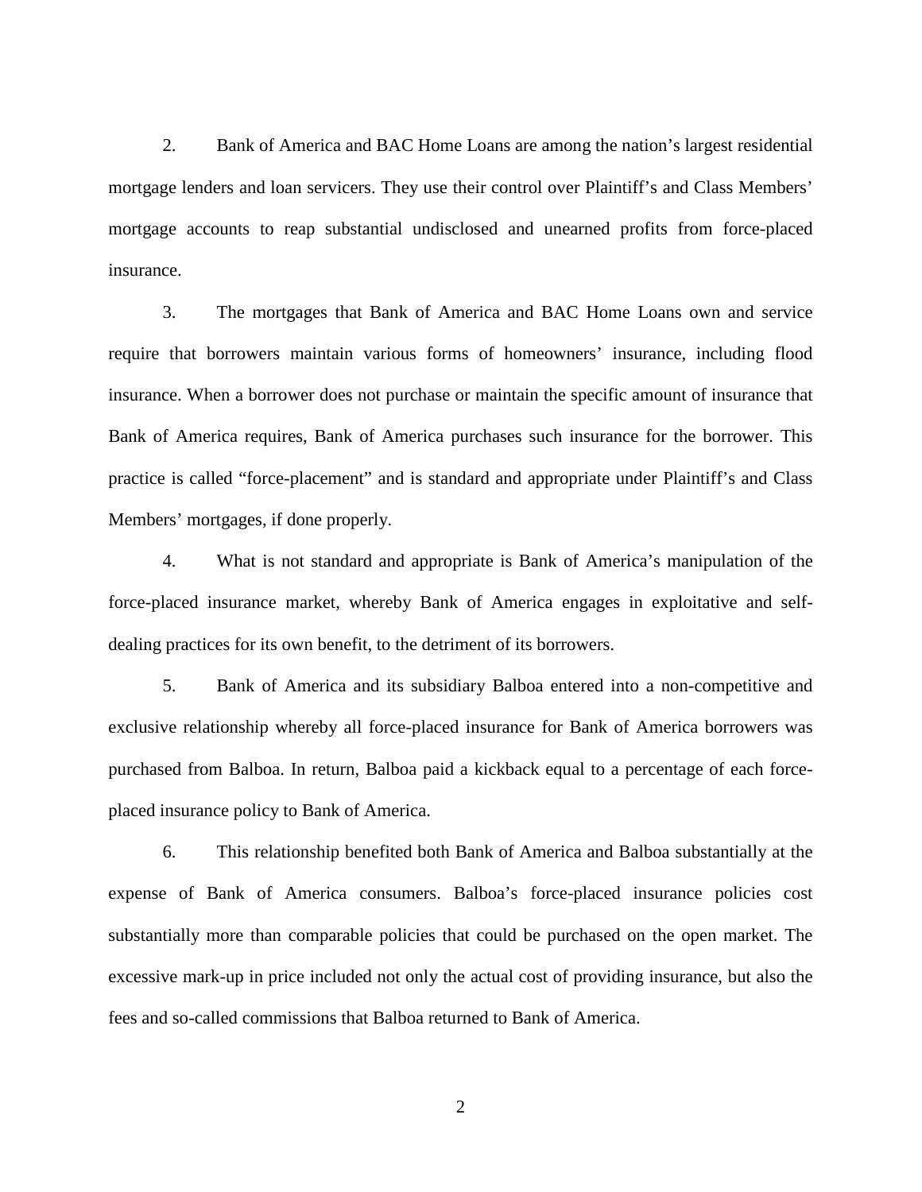2. Bank of America and BAC Home Loans are among the nation's largest residential mortgage lenders and loan servicers. They use their control over Plaintiff's and Class Members' mortgage accounts to reap substantial undisclosed and unearned profits from force-placed insurance.

3. The mortgages that Bank of America and BAC Home Loans own and service require that borrowers maintain various forms of homeowners' insurance, including flood insurance. When a borrower does not purchase or maintain the specific amount of insurance that Bank of America requires, Bank of America purchases such insurance for the borrower. This practice is called "force-placement" and is standard and appropriate under Plaintiff's and Class Members' mortgages, if done properly.

4. What is not standard and appropriate is Bank of America's manipulation of the force-placed insurance market, whereby Bank of America engages in exploitative and self-dealing practices for its own benefit, to the detriment of its borrowers.

5. Bank of America and its subsidiary Balboa entered into a non-competitive and exclusive relationship whereby all force-placed insurance for Bank of America borrowers was purchased from Balboa. In return, Balboa paid a kickback equal to a percentage of each force-placed insurance policy to Bank of America.

6. This relationship benefited both Bank of America and Balboa substantially at the expense of Bank of America consumers. Balboa's force-placed insurance policies cost substantially more than comparable policies that could be purchased on the open market. The excessive mark-up in price included not only the actual cost of providing insurance, but also the fees and so-called commissions that Balboa returned to Bank of America.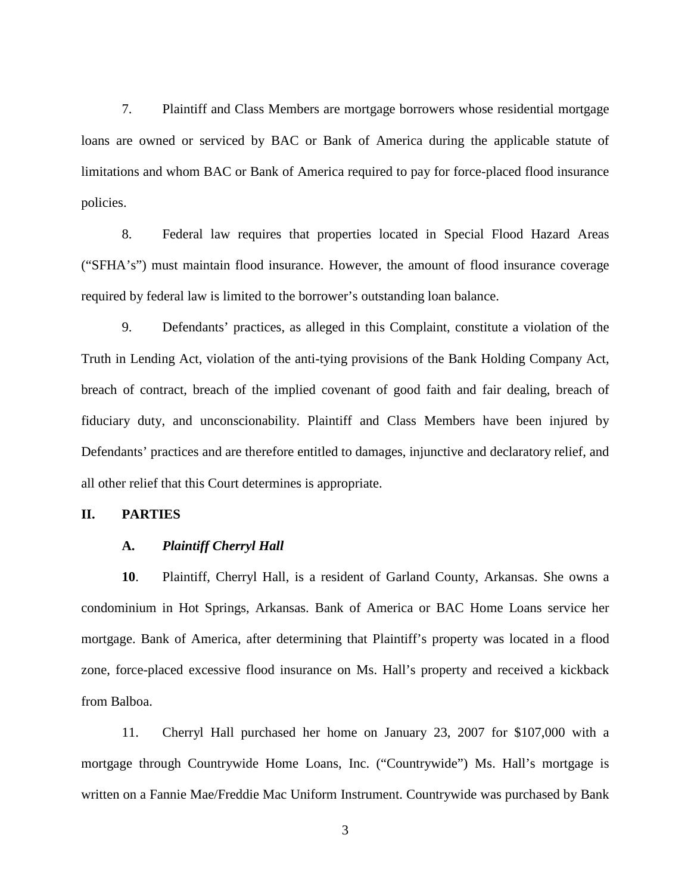7. Plaintiff and Class Members are mortgage borrowers whose residential mortgage loans are owned or serviced by BAC or Bank of America during the applicable statute of limitations and whom BAC or Bank of America required to pay for force-placed flood insurance policies.

8. Federal law requires that properties located in Special Flood Hazard Areas ("SFHA's") must maintain flood insurance. However, the amount of flood insurance coverage required by federal law is limited to the borrower's outstanding loan balance.

9. Defendants' practices, as alleged in this Complaint, constitute a violation of the Truth in Lending Act, violation of the anti-tying provisions of the Bank Holding Company Act, breach of contract, breach of the implied covenant of good faith and fair dealing, breach of fiduciary duty, and unconscionability. Plaintiff and Class Members have been injured by Defendants' practices and are therefore entitled to damages, injunctive and declaratory relief, and all other relief that this Court determines is appropriate.

## II. PARTIES

### A. *Plaintiff Cherryl Hall*

**10**. Plaintiff, Cherryl Hall, is a resident of Garland County, Arkansas. She owns a condominium in Hot Springs, Arkansas. Bank of America or BAC Home Loans service her mortgage. Bank of America, after determining that Plaintiff's property was located in a flood zone, force-placed excessive flood insurance on Ms. Hall's property and received a kickback from Balboa.

11. Cherryl Hall purchased her home on January 23, 2007 for $107,000 with a mortgage through Countrywide Home Loans, Inc. ("Countrywide") Ms. Hall's mortgage is written on a Fannie Mae/Freddie Mac Uniform Instrument. Countrywide was purchased by Bank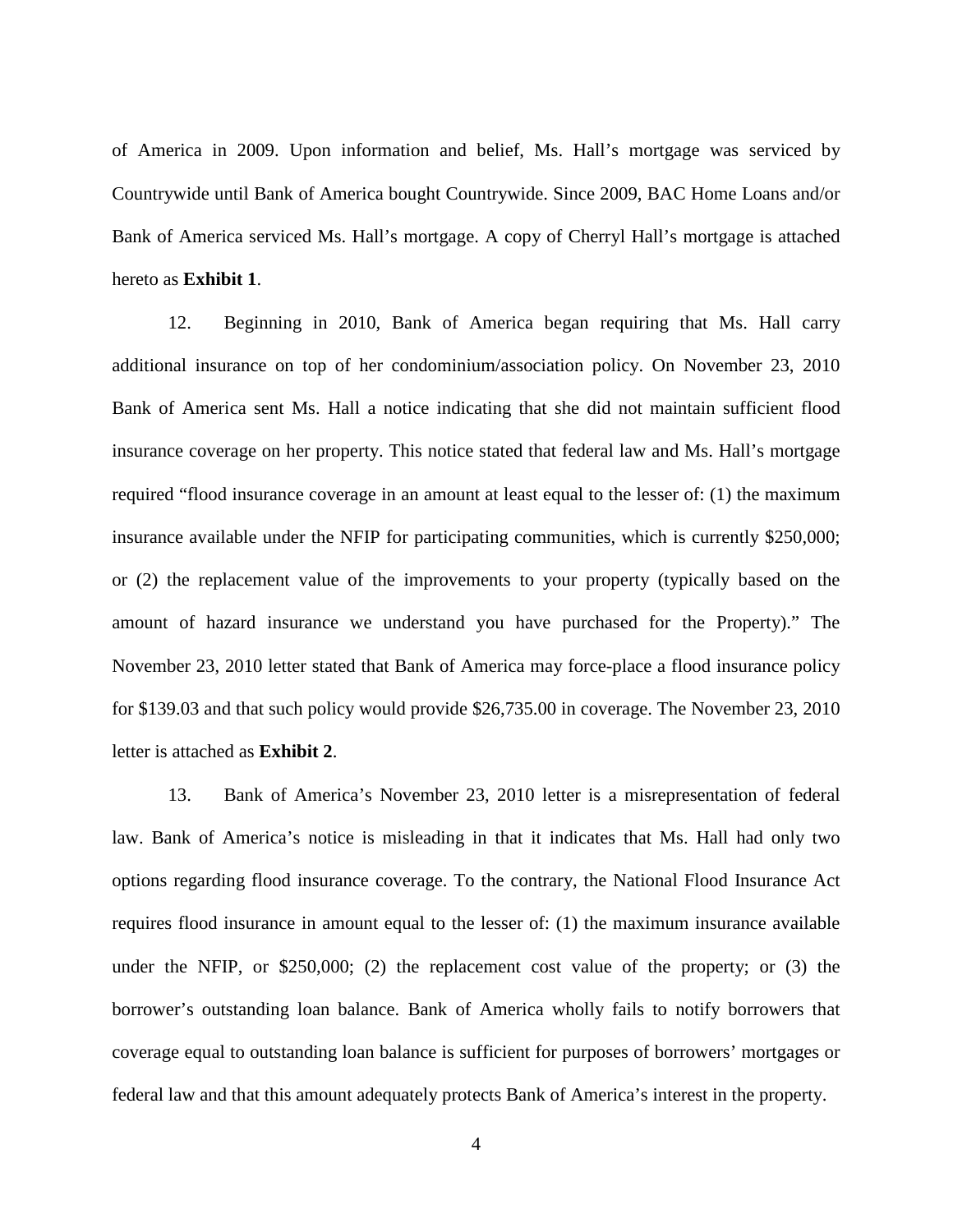of America in 2009. Upon information and belief, Ms. Hall's mortgage was serviced by Countrywide until Bank of America bought Countrywide. Since 2009, BAC Home Loans and/or Bank of America serviced Ms. Hall's mortgage. A copy of Cherryl Hall's mortgage is attached hereto as **Exhibit 1**.

12. Beginning in 2010, Bank of America began requiring that Ms. Hall carry additional insurance on top of her condominium/association policy. On November 23, 2010 Bank of America sent Ms. Hall a notice indicating that she did not maintain sufficient flood insurance coverage on her property. This notice stated that federal law and Ms. Hall's mortgage required "flood insurance coverage in an amount at least equal to the lesser of: (1) the maximum insurance available under the NFIP for participating communities, which is currently $250,000; or (2) the replacement value of the improvements to your property (typically based on the amount of hazard insurance we understand you have purchased for the Property)." The November 23, 2010 letter stated that Bank of America may force-place a flood insurance policy for $139.03 and that such policy would provide $26,735.00 in coverage. The November 23, 2010 letter is attached as **Exhibit 2**.

13. Bank of America's November 23, 2010 letter is a misrepresentation of federal law. Bank of America's notice is misleading in that it indicates that Ms. Hall had only two options regarding flood insurance coverage. To the contrary, the National Flood Insurance Act requires flood insurance in amount equal to the lesser of: (1) the maximum insurance available under the NFIP, or $250,000; (2) the replacement cost value of the property; or (3) the borrower's outstanding loan balance. Bank of America wholly fails to notify borrowers that coverage equal to outstanding loan balance is sufficient for purposes of borrowers' mortgages or federal law and that this amount adequately protects Bank of America's interest in the property.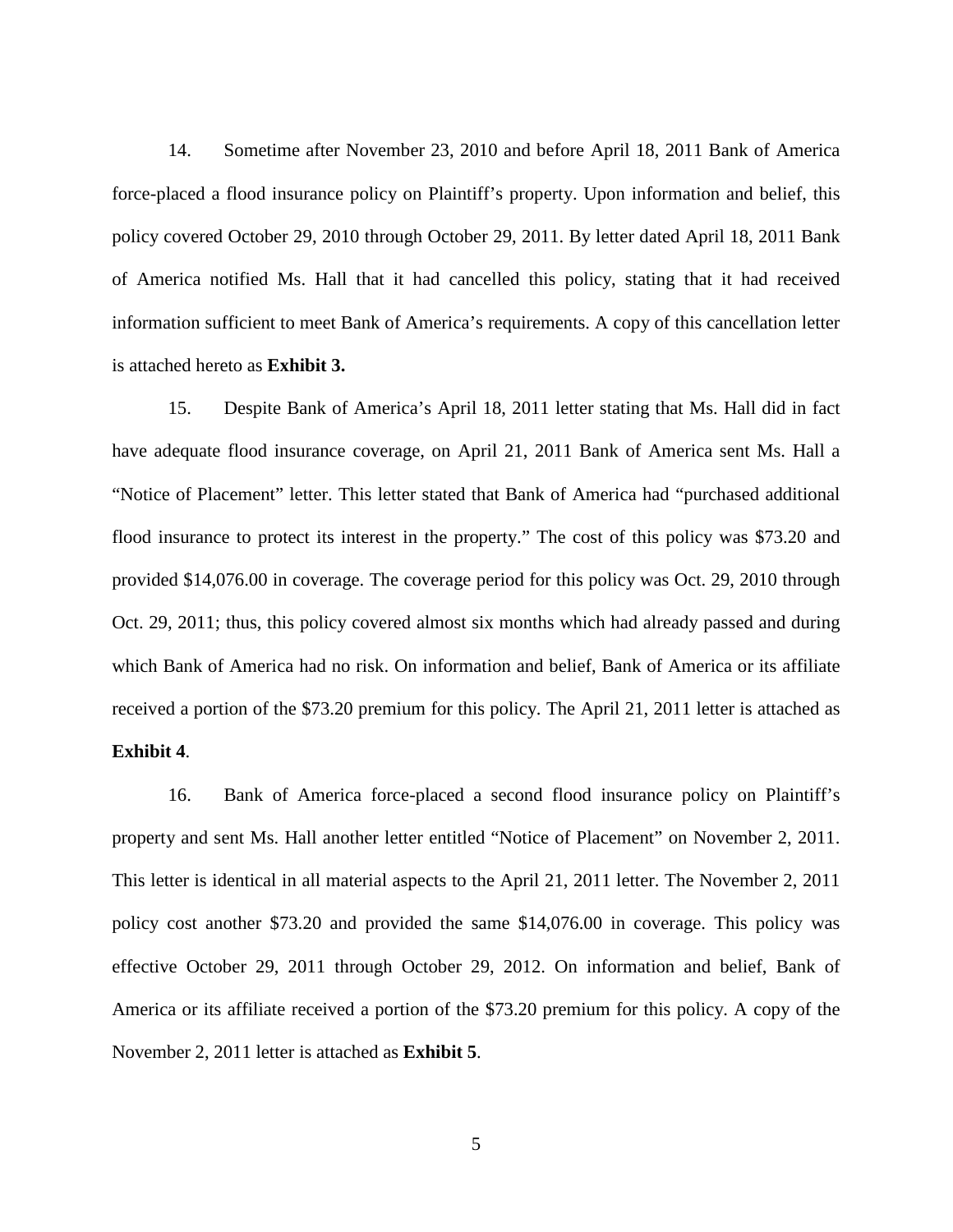14. Sometime after November 23, 2010 and before April 18, 2011 Bank of America force-placed a flood insurance policy on Plaintiff's property. Upon information and belief, this policy covered October 29, 2010 through October 29, 2011. By letter dated April 18, 2011 Bank of America notified Ms. Hall that it had cancelled this policy, stating that it had received information sufficient to meet Bank of America's requirements. A copy of this cancellation letter is attached hereto as **Exhibit 3.**

15. Despite Bank of America's April 18, 2011 letter stating that Ms. Hall did in fact have adequate flood insurance coverage, on April 21, 2011 Bank of America sent Ms. Hall a "Notice of Placement" letter. This letter stated that Bank of America had "purchased additional flood insurance to protect its interest in the property." The cost of this policy was $73.20 and provided $14,076.00 in coverage. The coverage period for this policy was Oct. 29, 2010 through Oct. 29, 2011; thus, this policy covered almost six months which had already passed and during which Bank of America had no risk. On information and belief, Bank of America or its affiliate received a portion of the $73.20 premium for this policy. The April 21, 2011 letter is attached as **Exhibit 4**.

16. Bank of America force-placed a second flood insurance policy on Plaintiff's property and sent Ms. Hall another letter entitled "Notice of Placement" on November 2, 2011. This letter is identical in all material aspects to the April 21, 2011 letter. The November 2, 2011 policy cost another $73.20 and provided the same $14,076.00 in coverage. This policy was effective October 29, 2011 through October 29, 2012. On information and belief, Bank of America or its affiliate received a portion of the $73.20 premium for this policy. A copy of the November 2, 2011 letter is attached as **Exhibit 5**.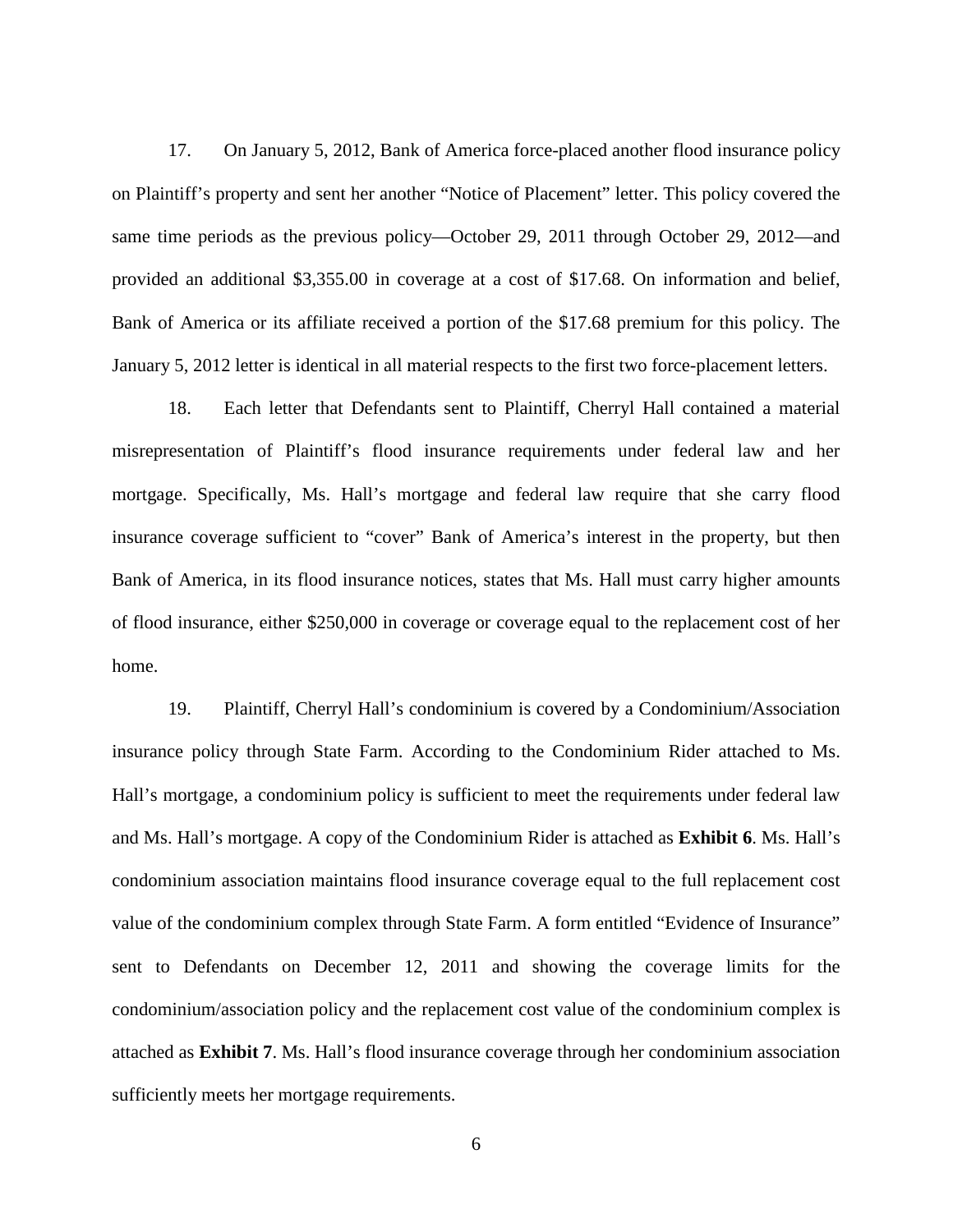17. On January 5, 2012, Bank of America force-placed another flood insurance policy on Plaintiff's property and sent her another "Notice of Placement" letter. This policy covered the same time periods as the previous policy—October 29, 2011 through October 29, 2012—and provided an additional $3,355.00 in coverage at a cost of $17.68. On information and belief, Bank of America or its affiliate received a portion of the $17.68 premium for this policy. The January 5, 2012 letter is identical in all material respects to the first two force-placement letters.

18. Each letter that Defendants sent to Plaintiff, Cherryl Hall contained a material misrepresentation of Plaintiff's flood insurance requirements under federal law and her mortgage. Specifically, Ms. Hall's mortgage and federal law require that she carry flood insurance coverage sufficient to "cover" Bank of America's interest in the property, but then Bank of America, in its flood insurance notices, states that Ms. Hall must carry higher amounts of flood insurance, either $250,000 in coverage or coverage equal to the replacement cost of her home.

19. Plaintiff, Cherryl Hall's condominium is covered by a Condominium/Association insurance policy through State Farm. According to the Condominium Rider attached to Ms. Hall's mortgage, a condominium policy is sufficient to meet the requirements under federal law and Ms. Hall's mortgage. A copy of the Condominium Rider is attached as **Exhibit 6**. Ms. Hall's condominium association maintains flood insurance coverage equal to the full replacement cost value of the condominium complex through State Farm. A form entitled "Evidence of Insurance" sent to Defendants on December 12, 2011 and showing the coverage limits for the condominium/association policy and the replacement cost value of the condominium complex is attached as **Exhibit 7**. Ms. Hall's flood insurance coverage through her condominium association sufficiently meets her mortgage requirements.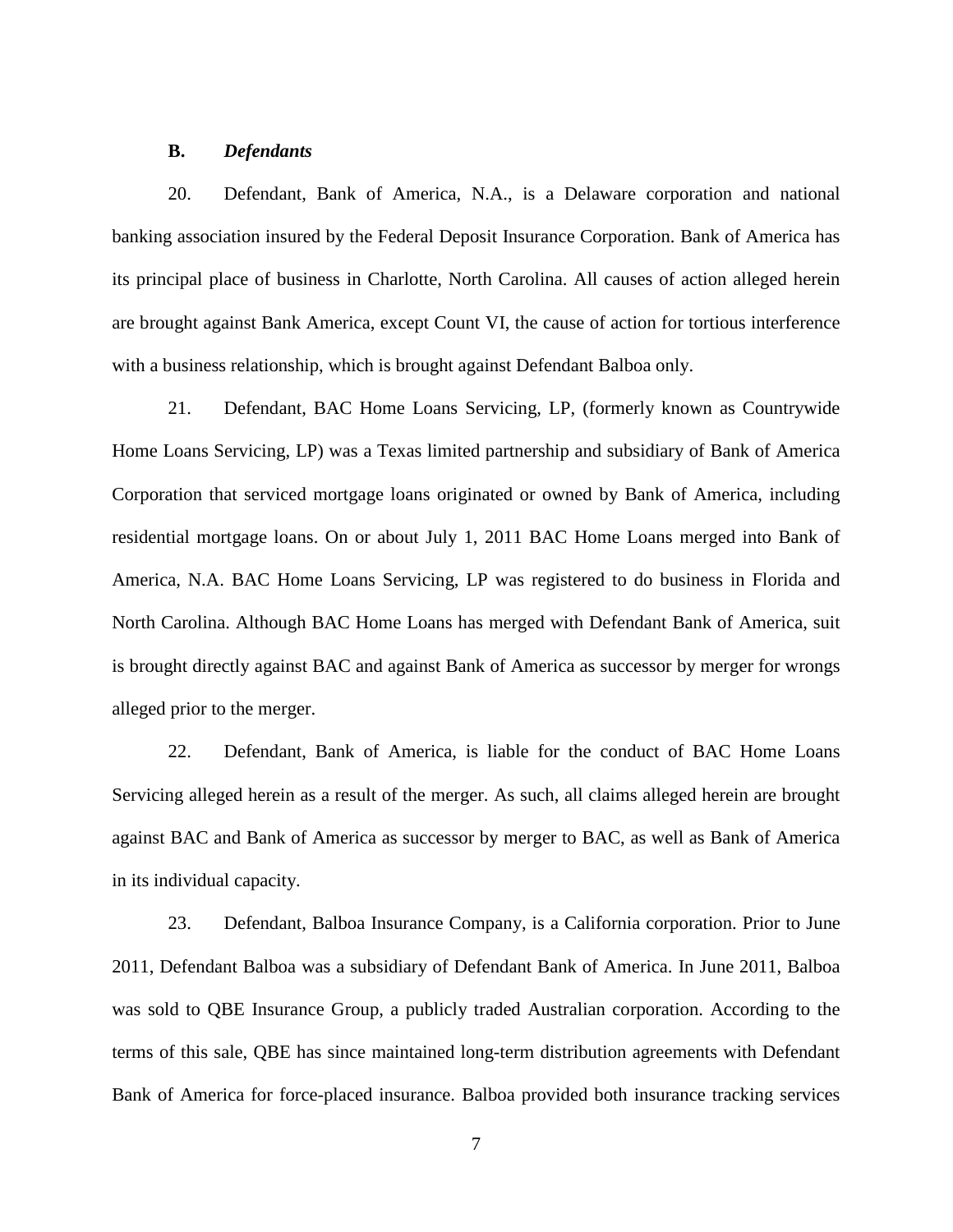### B. *Defendants*

20. Defendant, Bank of America, N.A., is a Delaware corporation and national banking association insured by the Federal Deposit Insurance Corporation. Bank of America has its principal place of business in Charlotte, North Carolina. All causes of action alleged herein are brought against Bank America, except Count VI, the cause of action for tortious interference with a business relationship, which is brought against Defendant Balboa only.

21. Defendant, BAC Home Loans Servicing, LP, (formerly known as Countrywide Home Loans Servicing, LP) was a Texas limited partnership and subsidiary of Bank of America Corporation that serviced mortgage loans originated or owned by Bank of America, including residential mortgage loans. On or about July 1, 2011 BAC Home Loans merged into Bank of America, N.A. BAC Home Loans Servicing, LP was registered to do business in Florida and North Carolina. Although BAC Home Loans has merged with Defendant Bank of America, suit is brought directly against BAC and against Bank of America as successor by merger for wrongs alleged prior to the merger.

22. Defendant, Bank of America, is liable for the conduct of BAC Home Loans Servicing alleged herein as a result of the merger. As such, all claims alleged herein are brought against BAC and Bank of America as successor by merger to BAC, as well as Bank of America in its individual capacity.

23. Defendant, Balboa Insurance Company, is a California corporation. Prior to June 2011, Defendant Balboa was a subsidiary of Defendant Bank of America. In June 2011, Balboa was sold to QBE Insurance Group, a publicly traded Australian corporation. According to the terms of this sale, QBE has since maintained long-term distribution agreements with Defendant Bank of America for force-placed insurance. Balboa provided both insurance tracking services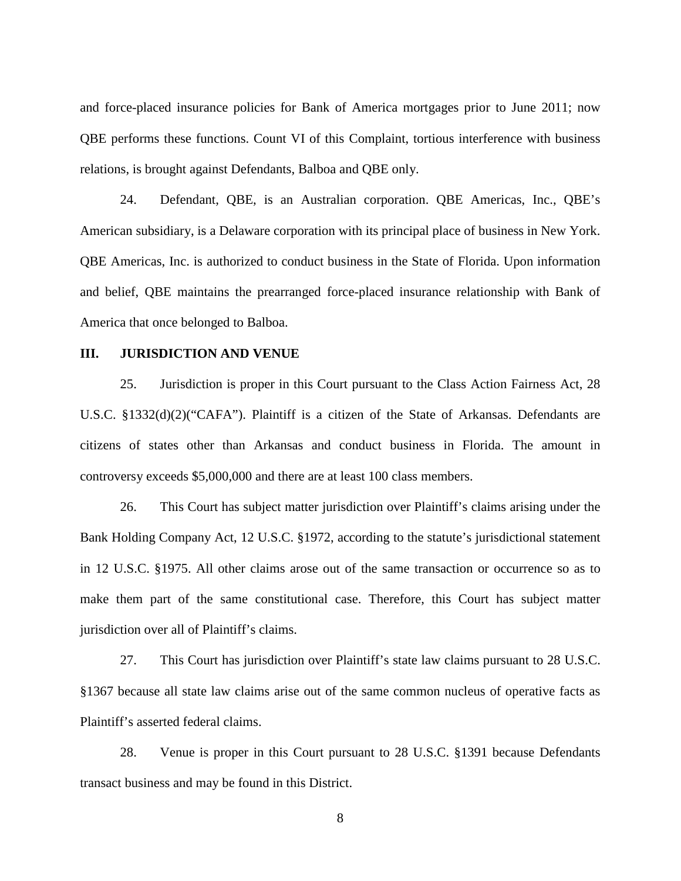and force-placed insurance policies for Bank of America mortgages prior to June 2011; now QBE performs these functions. Count VI of this Complaint, tortious interference with business relations, is brought against Defendants, Balboa and QBE only.

24. Defendant, QBE, is an Australian corporation. QBE Americas, Inc., QBE's American subsidiary, is a Delaware corporation with its principal place of business in New York. QBE Americas, Inc. is authorized to conduct business in the State of Florida. Upon information and belief, QBE maintains the prearranged force-placed insurance relationship with Bank of America that once belonged to Balboa.

## III. JURISDICTION AND VENUE

25. Jurisdiction is proper in this Court pursuant to the Class Action Fairness Act, 28 U.S.C. §1332(d)(2)("CAFA"). Plaintiff is a citizen of the State of Arkansas. Defendants are citizens of states other than Arkansas and conduct business in Florida. The amount in controversy exceeds $5,000,000 and there are at least 100 class members.

26. This Court has subject matter jurisdiction over Plaintiff's claims arising under the Bank Holding Company Act, 12 U.S.C. §1972, according to the statute's jurisdictional statement in 12 U.S.C. §1975. All other claims arose out of the same transaction or occurrence so as to make them part of the same constitutional case. Therefore, this Court has subject matter jurisdiction over all of Plaintiff's claims.

27. This Court has jurisdiction over Plaintiff's state law claims pursuant to 28 U.S.C. §1367 because all state law claims arise out of the same common nucleus of operative facts as Plaintiff's asserted federal claims.

28. Venue is proper in this Court pursuant to 28 U.S.C. §1391 because Defendants transact business and may be found in this District.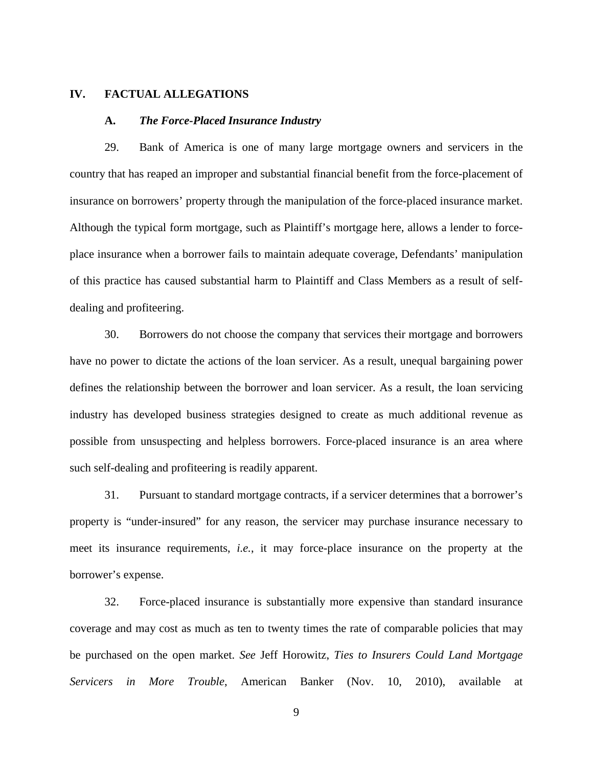## IV. FACTUAL ALLEGATIONS

### A. *The Force-Placed Insurance Industry*

29. Bank of America is one of many large mortgage owners and servicers in the country that has reaped an improper and substantial financial benefit from the force-placement of insurance on borrowers' property through the manipulation of the force-placed insurance market. Although the typical form mortgage, such as Plaintiff's mortgage here, allows a lender to force-place insurance when a borrower fails to maintain adequate coverage, Defendants' manipulation of this practice has caused substantial harm to Plaintiff and Class Members as a result of self-dealing and profiteering.

30. Borrowers do not choose the company that services their mortgage and borrowers have no power to dictate the actions of the loan servicer. As a result, unequal bargaining power defines the relationship between the borrower and loan servicer. As a result, the loan servicing industry has developed business strategies designed to create as much additional revenue as possible from unsuspecting and helpless borrowers. Force-placed insurance is an area where such self-dealing and profiteering is readily apparent.

31. Pursuant to standard mortgage contracts, if a servicer determines that a borrower's property is "under-insured" for any reason, the servicer may purchase insurance necessary to meet its insurance requirements, *i.e.*, it may force-place insurance on the property at the borrower's expense.

32. Force-placed insurance is substantially more expensive than standard insurance coverage and may cost as much as ten to twenty times the rate of comparable policies that may be purchased on the open market. *See* Jeff Horowitz, *Ties to Insurers Could Land Mortgage Servicers in More Trouble*, American Banker (Nov. 10, 2010), available at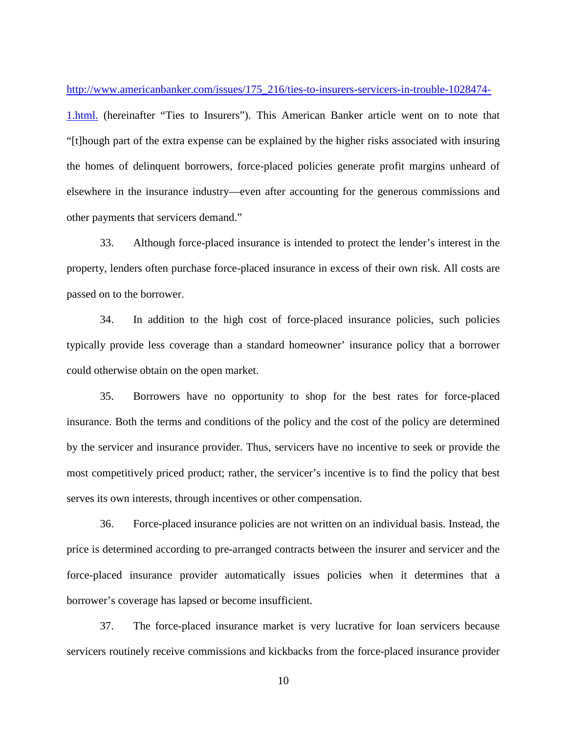http://www.americanbanker.com/issues/175_216/ties-to-insurers-servicers-in-trouble-1028474-1.html. (hereinafter "Ties to Insurers"). This American Banker article went on to note that "[t]hough part of the extra expense can be explained by the higher risks associated with insuring the homes of delinquent borrowers, force-placed policies generate profit margins unheard of elsewhere in the insurance industry—even after accounting for the generous commissions and other payments that servicers demand."

33. Although force-placed insurance is intended to protect the lender's interest in the property, lenders often purchase force-placed insurance in excess of their own risk. All costs are passed on to the borrower.

34. In addition to the high cost of force-placed insurance policies, such policies typically provide less coverage than a standard homeowner' insurance policy that a borrower could otherwise obtain on the open market.

35. Borrowers have no opportunity to shop for the best rates for force-placed insurance. Both the terms and conditions of the policy and the cost of the policy are determined by the servicer and insurance provider. Thus, servicers have no incentive to seek or provide the most competitively priced product; rather, the servicer's incentive is to find the policy that best serves its own interests, through incentives or other compensation.

36. Force-placed insurance policies are not written on an individual basis. Instead, the price is determined according to pre-arranged contracts between the insurer and servicer and the force-placed insurance provider automatically issues policies when it determines that a borrower's coverage has lapsed or become insufficient.

37. The force-placed insurance market is very lucrative for loan servicers because servicers routinely receive commissions and kickbacks from the force-placed insurance provider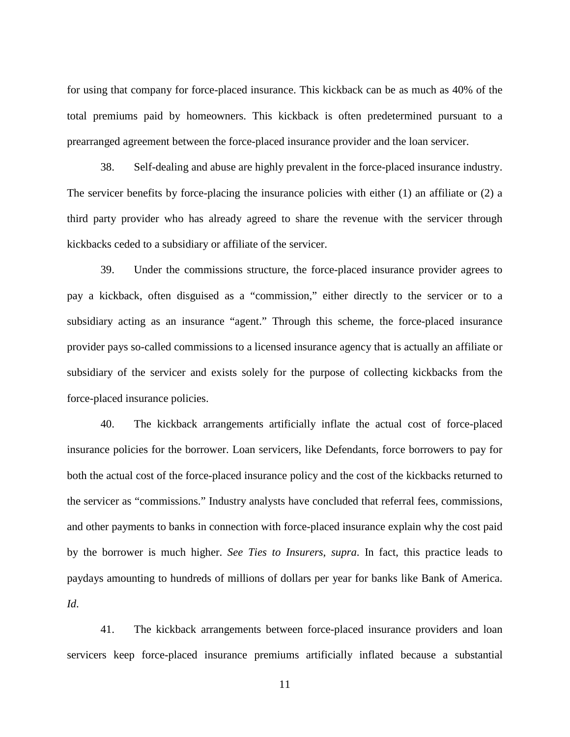for using that company for force-placed insurance. This kickback can be as much as 40% of the total premiums paid by homeowners. This kickback is often predetermined pursuant to a prearranged agreement between the force-placed insurance provider and the loan servicer.

38. Self-dealing and abuse are highly prevalent in the force-placed insurance industry. The servicer benefits by force-placing the insurance policies with either (1) an affiliate or (2) a third party provider who has already agreed to share the revenue with the servicer through kickbacks ceded to a subsidiary or affiliate of the servicer.

39. Under the commissions structure, the force-placed insurance provider agrees to pay a kickback, often disguised as a "commission," either directly to the servicer or to a subsidiary acting as an insurance "agent." Through this scheme, the force-placed insurance provider pays so-called commissions to a licensed insurance agency that is actually an affiliate or subsidiary of the servicer and exists solely for the purpose of collecting kickbacks from the force-placed insurance policies.

40. The kickback arrangements artificially inflate the actual cost of force-placed insurance policies for the borrower. Loan servicers, like Defendants, force borrowers to pay for both the actual cost of the force-placed insurance policy and the cost of the kickbacks returned to the servicer as "commissions." Industry analysts have concluded that referral fees, commissions, and other payments to banks in connection with force-placed insurance explain why the cost paid by the borrower is much higher. *See Ties to Insurers*, *supra*. In fact, this practice leads to paydays amounting to hundreds of millions of dollars per year for banks like Bank of America. *Id*.

41. The kickback arrangements between force-placed insurance providers and loan servicers keep force-placed insurance premiums artificially inflated because a substantial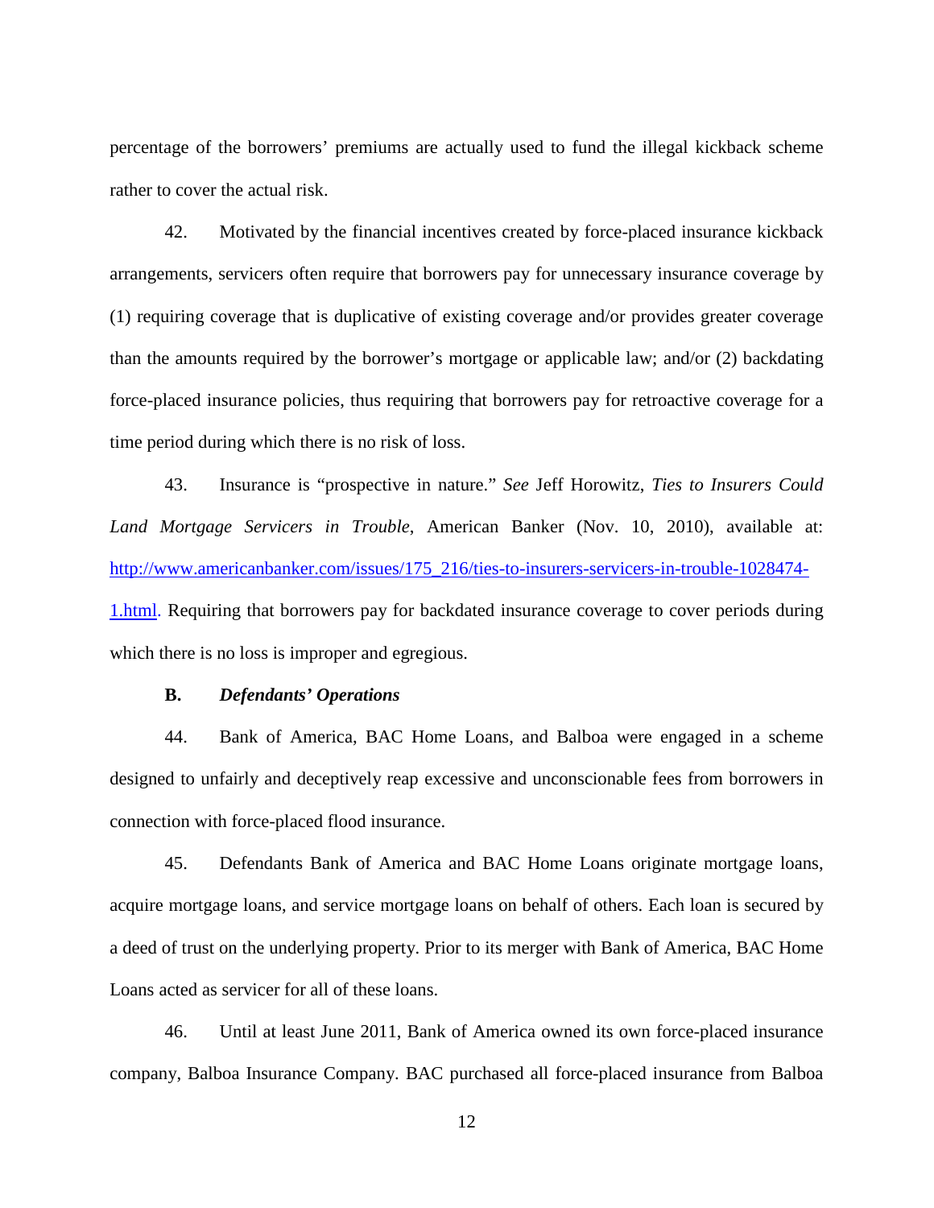percentage of the borrowers' premiums are actually used to fund the illegal kickback scheme rather to cover the actual risk.

42. Motivated by the financial incentives created by force-placed insurance kickback arrangements, servicers often require that borrowers pay for unnecessary insurance coverage by (1) requiring coverage that is duplicative of existing coverage and/or provides greater coverage than the amounts required by the borrower's mortgage or applicable law; and/or (2) backdating force-placed insurance policies, thus requiring that borrowers pay for retroactive coverage for a time period during which there is no risk of loss.

43. Insurance is "prospective in nature." *See* Jeff Horowitz, *Ties to Insurers Could Land Mortgage Servicers in Trouble*, American Banker (Nov. 10, 2010), available at: [http://www.americanbanker.com/issues/175_216/ties-to-insurers-servicers-in-trouble-1028474-1.html](http://www.americanbanker.com/issues/175_216/ties-to-insurers-servicers-in-trouble-1028474-1.html). Requiring that borrowers pay for backdated insurance coverage to cover periods during which there is no loss is improper and egregious.

### B. *Defendants' Operations*

44. Bank of America, BAC Home Loans, and Balboa were engaged in a scheme designed to unfairly and deceptively reap excessive and unconscionable fees from borrowers in connection with force-placed flood insurance.

45. Defendants Bank of America and BAC Home Loans originate mortgage loans, acquire mortgage loans, and service mortgage loans on behalf of others. Each loan is secured by a deed of trust on the underlying property. Prior to its merger with Bank of America, BAC Home Loans acted as servicer for all of these loans.

46. Until at least June 2011, Bank of America owned its own force-placed insurance company, Balboa Insurance Company. BAC purchased all force-placed insurance from Balboa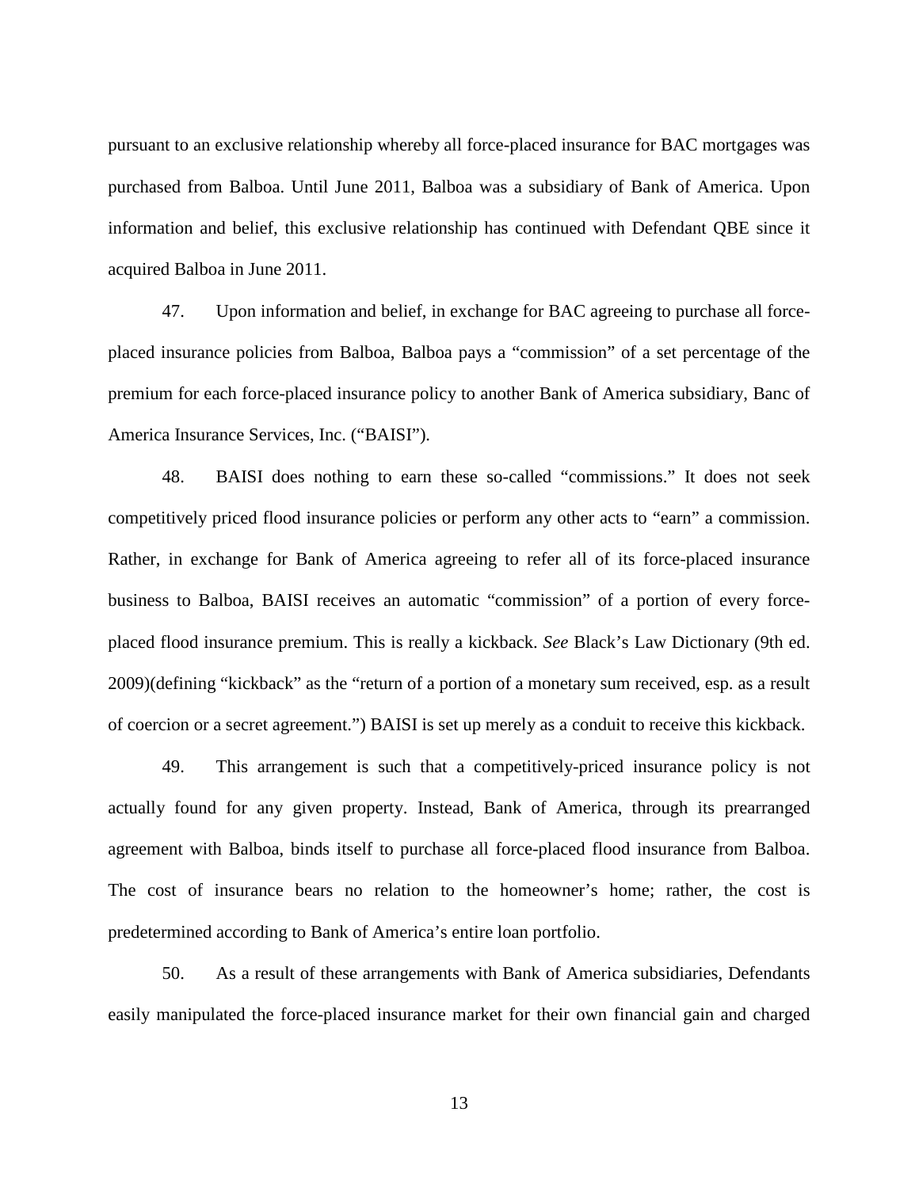pursuant to an exclusive relationship whereby all force-placed insurance for BAC mortgages was purchased from Balboa. Until June 2011, Balboa was a subsidiary of Bank of America. Upon information and belief, this exclusive relationship has continued with Defendant QBE since it acquired Balboa in June 2011.

47. Upon information and belief, in exchange for BAC agreeing to purchase all force-placed insurance policies from Balboa, Balboa pays a "commission" of a set percentage of the premium for each force-placed insurance policy to another Bank of America subsidiary, Banc of America Insurance Services, Inc. ("BAISI").

48. BAISI does nothing to earn these so-called "commissions." It does not seek competitively priced flood insurance policies or perform any other acts to "earn" a commission. Rather, in exchange for Bank of America agreeing to refer all of its force-placed insurance business to Balboa, BAISI receives an automatic "commission" of a portion of every force-placed flood insurance premium. This is really a kickback. *See* Black's Law Dictionary (9th ed. 2009)(defining "kickback" as the "return of a portion of a monetary sum received, esp. as a result of coercion or a secret agreement.") BAISI is set up merely as a conduit to receive this kickback.

49. This arrangement is such that a competitively-priced insurance policy is not actually found for any given property. Instead, Bank of America, through its prearranged agreement with Balboa, binds itself to purchase all force-placed flood insurance from Balboa. The cost of insurance bears no relation to the homeowner's home; rather, the cost is predetermined according to Bank of America's entire loan portfolio.

50. As a result of these arrangements with Bank of America subsidiaries, Defendants easily manipulated the force-placed insurance market for their own financial gain and charged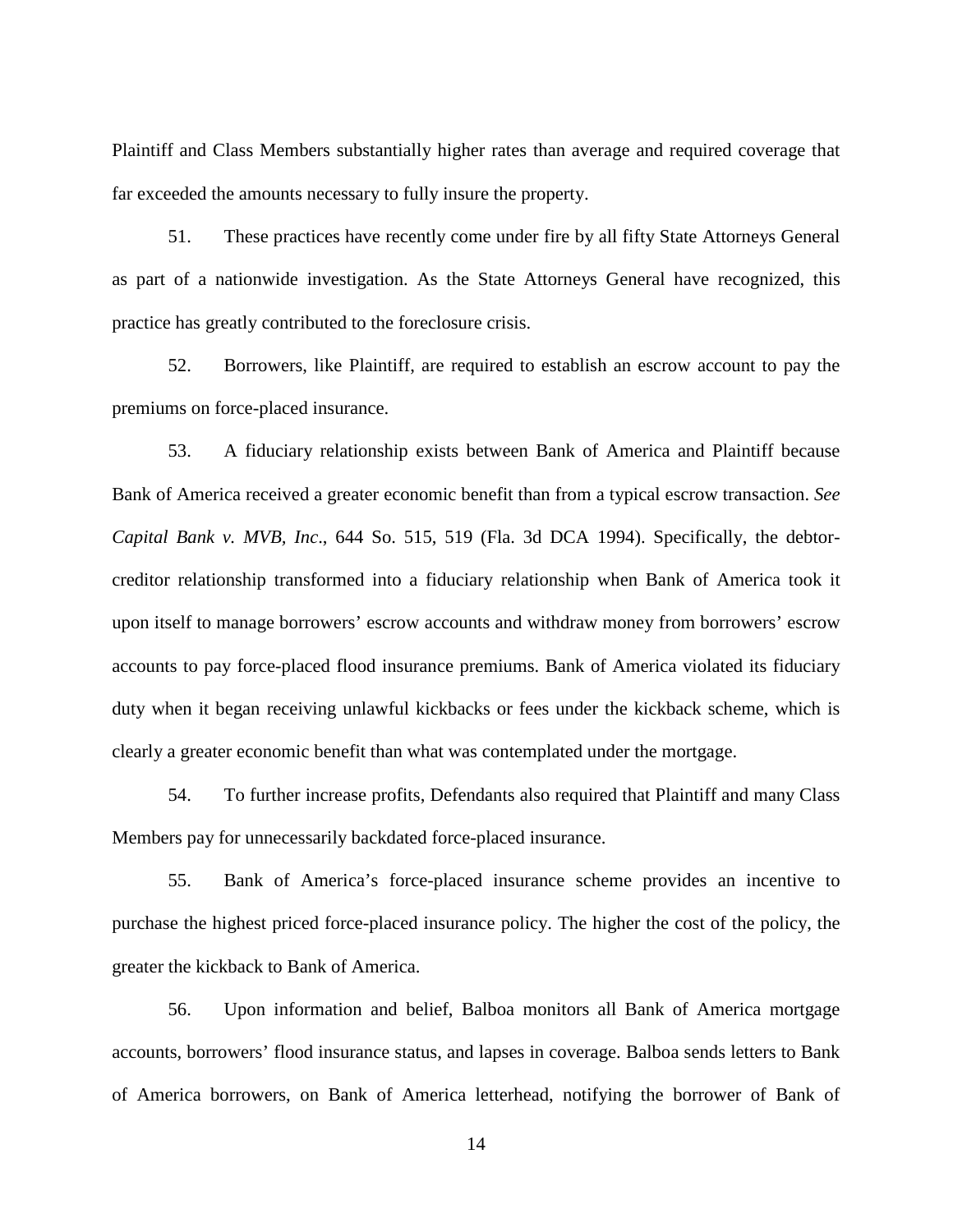Plaintiff and Class Members substantially higher rates than average and required coverage that far exceeded the amounts necessary to fully insure the property.

51. These practices have recently come under fire by all fifty State Attorneys General as part of a nationwide investigation. As the State Attorneys General have recognized, this practice has greatly contributed to the foreclosure crisis.

52. Borrowers, like Plaintiff, are required to establish an escrow account to pay the premiums on force-placed insurance.

53. A fiduciary relationship exists between Bank of America and Plaintiff because Bank of America received a greater economic benefit than from a typical escrow transaction. *See Capital Bank v. MVB, Inc*., 644 So. 515, 519 (Fla. 3d DCA 1994). Specifically, the debtor-creditor relationship transformed into a fiduciary relationship when Bank of America took it upon itself to manage borrowers' escrow accounts and withdraw money from borrowers' escrow accounts to pay force-placed flood insurance premiums. Bank of America violated its fiduciary duty when it began receiving unlawful kickbacks or fees under the kickback scheme, which is clearly a greater economic benefit than what was contemplated under the mortgage.

54. To further increase profits, Defendants also required that Plaintiff and many Class Members pay for unnecessarily backdated force-placed insurance.

55. Bank of America's force-placed insurance scheme provides an incentive to purchase the highest priced force-placed insurance policy. The higher the cost of the policy, the greater the kickback to Bank of America.

56. Upon information and belief, Balboa monitors all Bank of America mortgage accounts, borrowers' flood insurance status, and lapses in coverage. Balboa sends letters to Bank of America borrowers, on Bank of America letterhead, notifying the borrower of Bank of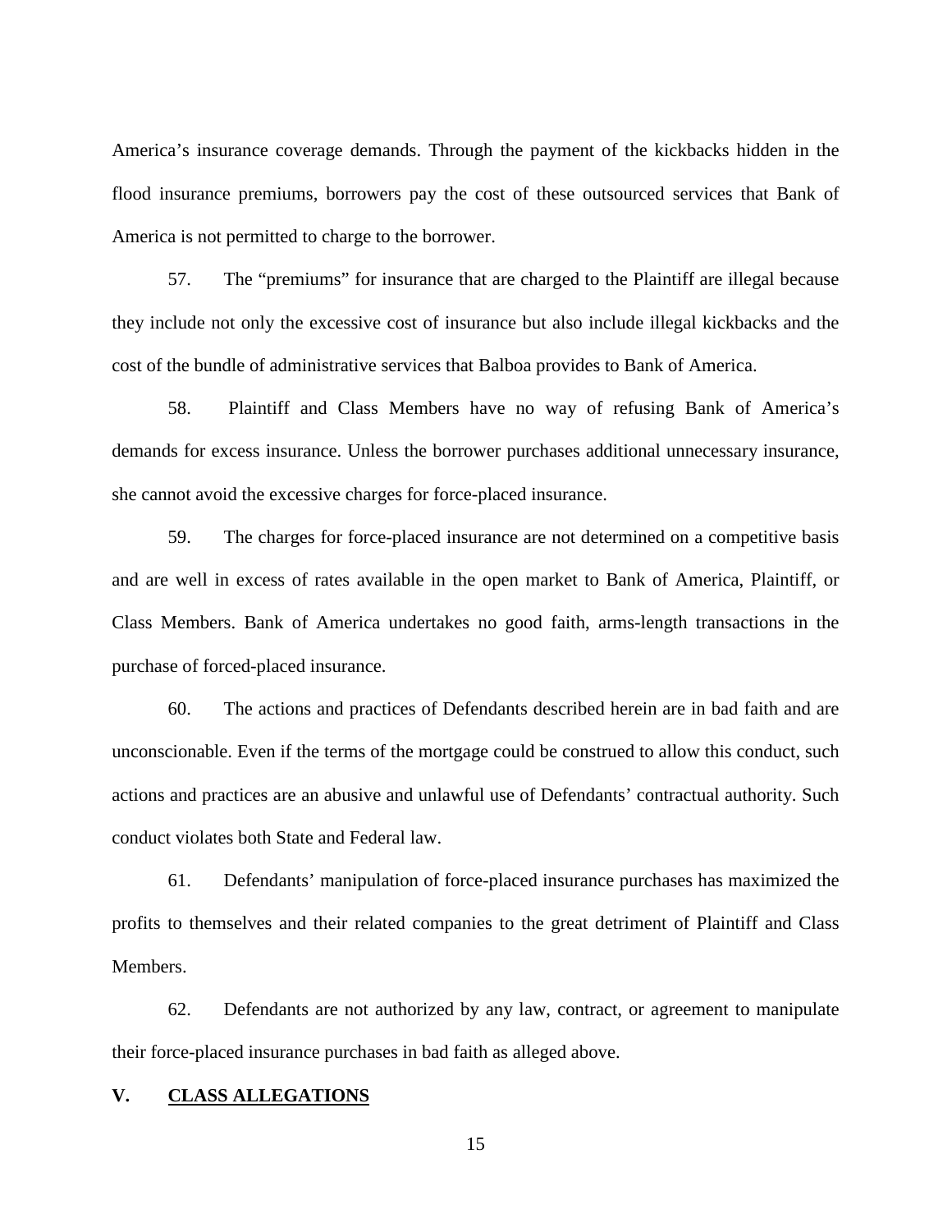America's insurance coverage demands. Through the payment of the kickbacks hidden in the flood insurance premiums, borrowers pay the cost of these outsourced services that Bank of America is not permitted to charge to the borrower.

57. The "premiums" for insurance that are charged to the Plaintiff are illegal because they include not only the excessive cost of insurance but also include illegal kickbacks and the cost of the bundle of administrative services that Balboa provides to Bank of America.

58. Plaintiff and Class Members have no way of refusing Bank of America's demands for excess insurance. Unless the borrower purchases additional unnecessary insurance, she cannot avoid the excessive charges for force-placed insurance.

59. The charges for force-placed insurance are not determined on a competitive basis and are well in excess of rates available in the open market to Bank of America, Plaintiff, or Class Members. Bank of America undertakes no good faith, arms-length transactions in the purchase of forced-placed insurance.

60. The actions and practices of Defendants described herein are in bad faith and are unconscionable. Even if the terms of the mortgage could be construed to allow this conduct, such actions and practices are an abusive and unlawful use of Defendants' contractual authority. Such conduct violates both State and Federal law.

61. Defendants' manipulation of force-placed insurance purchases has maximized the profits to themselves and their related companies to the great detriment of Plaintiff and Class Members.

62. Defendants are not authorized by any law, contract, or agreement to manipulate their force-placed insurance purchases in bad faith as alleged above.

## V. CLASS ALLEGATIONS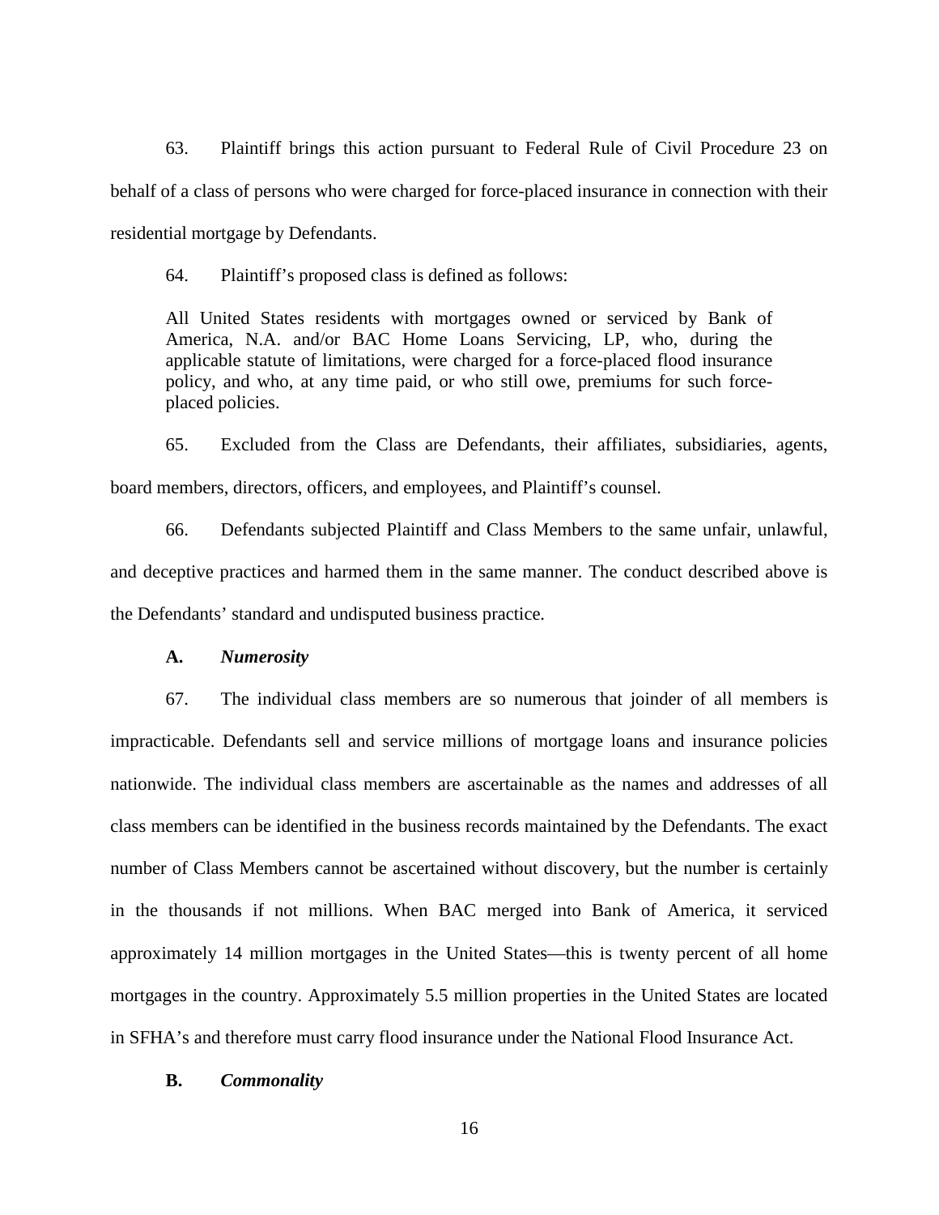63. Plaintiff brings this action pursuant to Federal Rule of Civil Procedure 23 on behalf of a class of persons who were charged for force-placed insurance in connection with their residential mortgage by Defendants.

64. Plaintiff's proposed class is defined as follows:

> All United States residents with mortgages owned or serviced by Bank of America, N.A. and/or BAC Home Loans Servicing, LP, who, during the applicable statute of limitations, were charged for a force-placed flood insurance policy, and who, at any time paid, or who still owe, premiums for such force-placed policies.

65. Excluded from the Class are Defendants, their affiliates, subsidiaries, agents, board members, directors, officers, and employees, and Plaintiff's counsel.

66. Defendants subjected Plaintiff and Class Members to the same unfair, unlawful, and deceptive practices and harmed them in the same manner. The conduct described above is the Defendants' standard and undisputed business practice.

**A. *Numerosity***

67. The individual class members are so numerous that joinder of all members is impracticable. Defendants sell and service millions of mortgage loans and insurance policies nationwide. The individual class members are ascertainable as the names and addresses of all class members can be identified in the business records maintained by the Defendants. The exact number of Class Members cannot be ascertained without discovery, but the number is certainly in the thousands if not millions. When BAC merged into Bank of America, it serviced approximately 14 million mortgages in the United States—this is twenty percent of all home mortgages in the country. Approximately 5.5 million properties in the United States are located in SFHA's and therefore must carry flood insurance under the National Flood Insurance Act.

**B. *Commonality***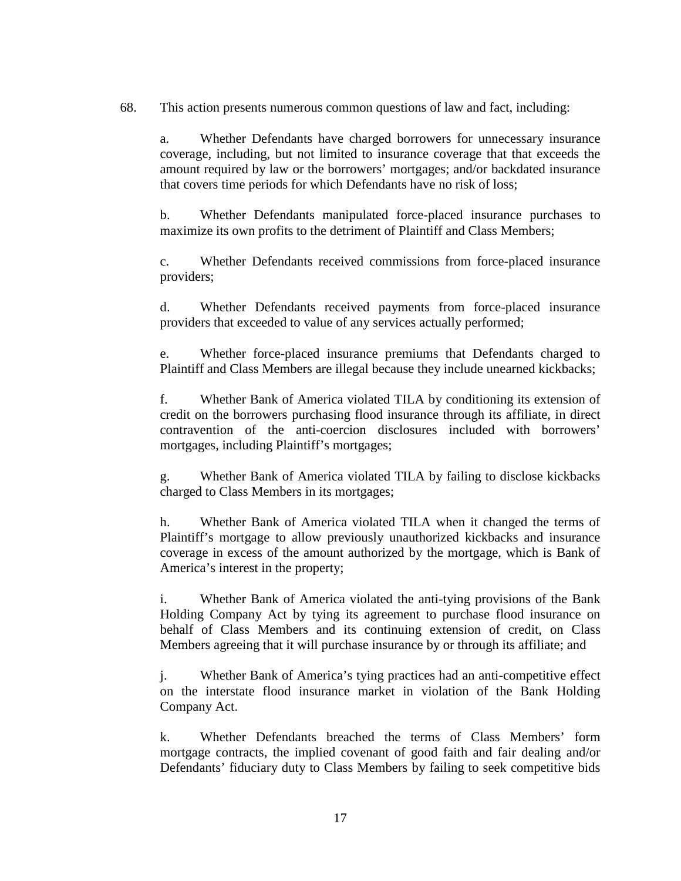68. This action presents numerous common questions of law and fact, including:

a. Whether Defendants have charged borrowers for unnecessary insurance coverage, including, but not limited to insurance coverage that that exceeds the amount required by law or the borrowers' mortgages; and/or backdated insurance that covers time periods for which Defendants have no risk of loss;

b. Whether Defendants manipulated force-placed insurance purchases to maximize its own profits to the detriment of Plaintiff and Class Members;

c. Whether Defendants received commissions from force-placed insurance providers;

d. Whether Defendants received payments from force-placed insurance providers that exceeded to value of any services actually performed;

e. Whether force-placed insurance premiums that Defendants charged to Plaintiff and Class Members are illegal because they include unearned kickbacks;

f. Whether Bank of America violated TILA by conditioning its extension of credit on the borrowers purchasing flood insurance through its affiliate, in direct contravention of the anti-coercion disclosures included with borrowers' mortgages, including Plaintiff's mortgages;

g. Whether Bank of America violated TILA by failing to disclose kickbacks charged to Class Members in its mortgages;

h. Whether Bank of America violated TILA when it changed the terms of Plaintiff's mortgage to allow previously unauthorized kickbacks and insurance coverage in excess of the amount authorized by the mortgage, which is Bank of America's interest in the property;

i. Whether Bank of America violated the anti-tying provisions of the Bank Holding Company Act by tying its agreement to purchase flood insurance on behalf of Class Members and its continuing extension of credit, on Class Members agreeing that it will purchase insurance by or through its affiliate; and

j. Whether Bank of America's tying practices had an anti-competitive effect on the interstate flood insurance market in violation of the Bank Holding Company Act.

k. Whether Defendants breached the terms of Class Members' form mortgage contracts, the implied covenant of good faith and fair dealing and/or Defendants' fiduciary duty to Class Members by failing to seek competitive bids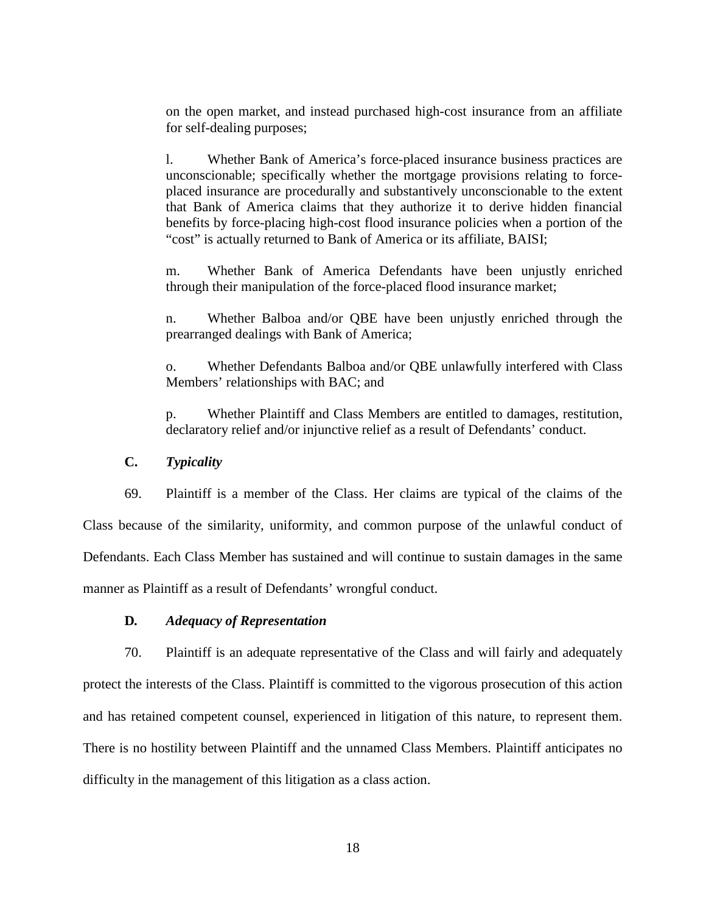on the open market, and instead purchased high-cost insurance from an affiliate for self-dealing purposes;

l. Whether Bank of America's force-placed insurance business practices are unconscionable; specifically whether the mortgage provisions relating to force-placed insurance are procedurally and substantively unconscionable to the extent that Bank of America claims that they authorize it to derive hidden financial benefits by force-placing high-cost flood insurance policies when a portion of the "cost" is actually returned to Bank of America or its affiliate, BAISI;

m. Whether Bank of America Defendants have been unjustly enriched through their manipulation of the force-placed flood insurance market;

n. Whether Balboa and/or QBE have been unjustly enriched through the prearranged dealings with Bank of America;

o. Whether Defendants Balboa and/or QBE unlawfully interfered with Class Members' relationships with BAC; and

p. Whether Plaintiff and Class Members are entitled to damages, restitution, declaratory relief and/or injunctive relief as a result of Defendants' conduct.

### C. *Typicality*

69. Plaintiff is a member of the Class. Her claims are typical of the claims of the Class because of the similarity, uniformity, and common purpose of the unlawful conduct of Defendants. Each Class Member has sustained and will continue to sustain damages in the same manner as Plaintiff as a result of Defendants' wrongful conduct.

### D. *Adequacy of Representation*

70. Plaintiff is an adequate representative of the Class and will fairly and adequately protect the interests of the Class. Plaintiff is committed to the vigorous prosecution of this action and has retained competent counsel, experienced in litigation of this nature, to represent them. There is no hostility between Plaintiff and the unnamed Class Members. Plaintiff anticipates no difficulty in the management of this litigation as a class action.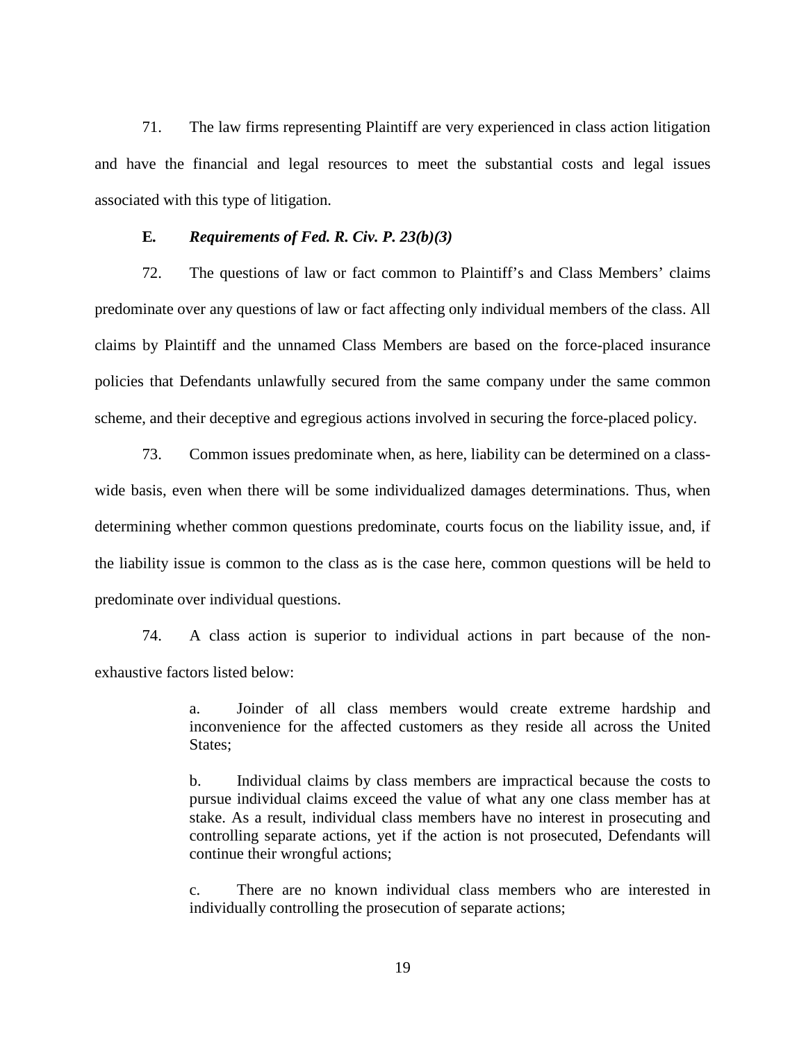71. The law firms representing Plaintiff are very experienced in class action litigation and have the financial and legal resources to meet the substantial costs and legal issues associated with this type of litigation.

### **E.** ***Requirements of Fed. R. Civ. P. 23(b)(3)***

72. The questions of law or fact common to Plaintiff's and Class Members' claims predominate over any questions of law or fact affecting only individual members of the class. All claims by Plaintiff and the unnamed Class Members are based on the force-placed insurance policies that Defendants unlawfully secured from the same company under the same common scheme, and their deceptive and egregious actions involved in securing the force-placed policy.

73. Common issues predominate when, as here, liability can be determined on a class-wide basis, even when there will be some individualized damages determinations. Thus, when determining whether common questions predominate, courts focus on the liability issue, and, if the liability issue is common to the class as is the case here, common questions will be held to predominate over individual questions.

74. A class action is superior to individual actions in part because of the non-exhaustive factors listed below:

> a. Joinder of all class members would create extreme hardship and inconvenience for the affected customers as they reside all across the United States;
>
> b. Individual claims by class members are impractical because the costs to pursue individual claims exceed the value of what any one class member has at stake. As a result, individual class members have no interest in prosecuting and controlling separate actions, yet if the action is not prosecuted, Defendants will continue their wrongful actions;
>
> c. There are no known individual class members who are interested in individually controlling the prosecution of separate actions;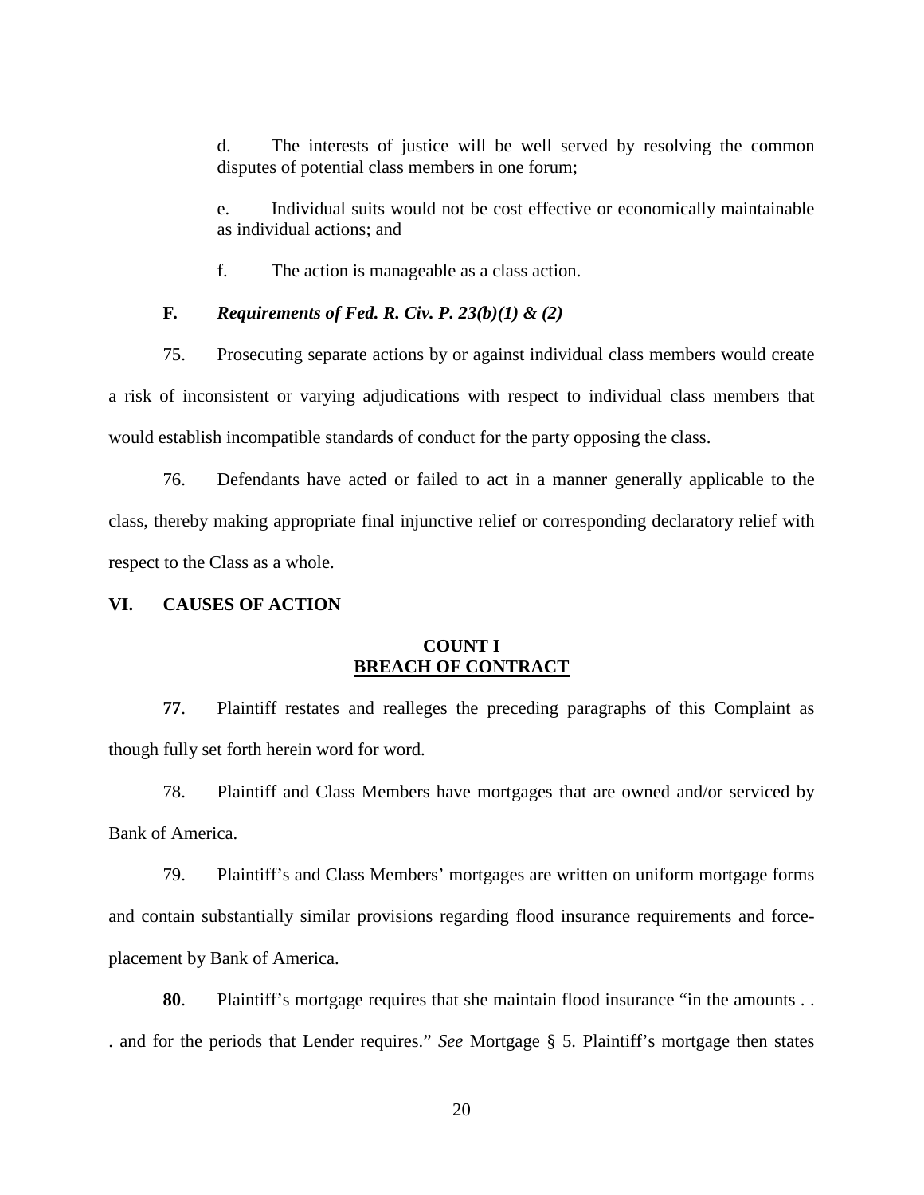d. The interests of justice will be well served by resolving the common disputes of potential class members in one forum;

e. Individual suits would not be cost effective or economically maintainable as individual actions; and

f. The action is manageable as a class action.

### F. *Requirements of Fed. R. Civ. P. 23(b)(1) & (2)*

75. Prosecuting separate actions by or against individual class members would create a risk of inconsistent or varying adjudications with respect to individual class members that would establish incompatible standards of conduct for the party opposing the class.

76. Defendants have acted or failed to act in a manner generally applicable to the class, thereby making appropriate final injunctive relief or corresponding declaratory relief with respect to the Class as a whole.

## VI. CAUSES OF ACTION

### COUNT I
### BREACH OF CONTRACT

**77**. Plaintiff restates and realleges the preceding paragraphs of this Complaint as though fully set forth herein word for word.

78. Plaintiff and Class Members have mortgages that are owned and/or serviced by Bank of America.

79. Plaintiff's and Class Members' mortgages are written on uniform mortgage forms and contain substantially similar provisions regarding flood insurance requirements and force-placement by Bank of America.

**80**. Plaintiff's mortgage requires that she maintain flood insurance "in the amounts . . . and for the periods that Lender requires." *See* Mortgage § 5. Plaintiff's mortgage then states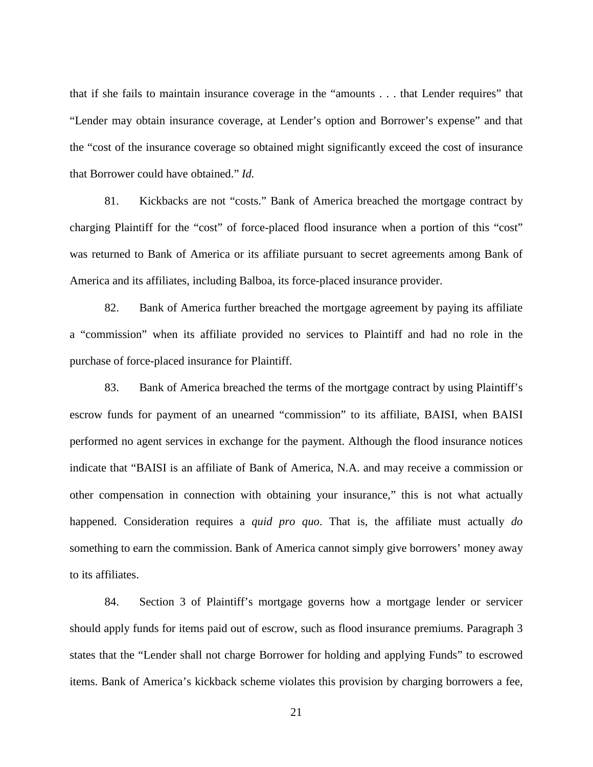that if she fails to maintain insurance coverage in the "amounts . . . that Lender requires" that "Lender may obtain insurance coverage, at Lender's option and Borrower's expense" and that the "cost of the insurance coverage so obtained might significantly exceed the cost of insurance that Borrower could have obtained." *Id.*

81. Kickbacks are not "costs." Bank of America breached the mortgage contract by charging Plaintiff for the "cost" of force-placed flood insurance when a portion of this "cost" was returned to Bank of America or its affiliate pursuant to secret agreements among Bank of America and its affiliates, including Balboa, its force-placed insurance provider.

82. Bank of America further breached the mortgage agreement by paying its affiliate a "commission" when its affiliate provided no services to Plaintiff and had no role in the purchase of force-placed insurance for Plaintiff.

83. Bank of America breached the terms of the mortgage contract by using Plaintiff's escrow funds for payment of an unearned "commission" to its affiliate, BAISI, when BAISI performed no agent services in exchange for the payment. Although the flood insurance notices indicate that "BAISI is an affiliate of Bank of America, N.A. and may receive a commission or other compensation in connection with obtaining your insurance," this is not what actually happened. Consideration requires a *quid pro quo*. That is, the affiliate must actually *do* something to earn the commission. Bank of America cannot simply give borrowers' money away to its affiliates.

84. Section 3 of Plaintiff's mortgage governs how a mortgage lender or servicer should apply funds for items paid out of escrow, such as flood insurance premiums. Paragraph 3 states that the "Lender shall not charge Borrower for holding and applying Funds" to escrowed items. Bank of America's kickback scheme violates this provision by charging borrowers a fee,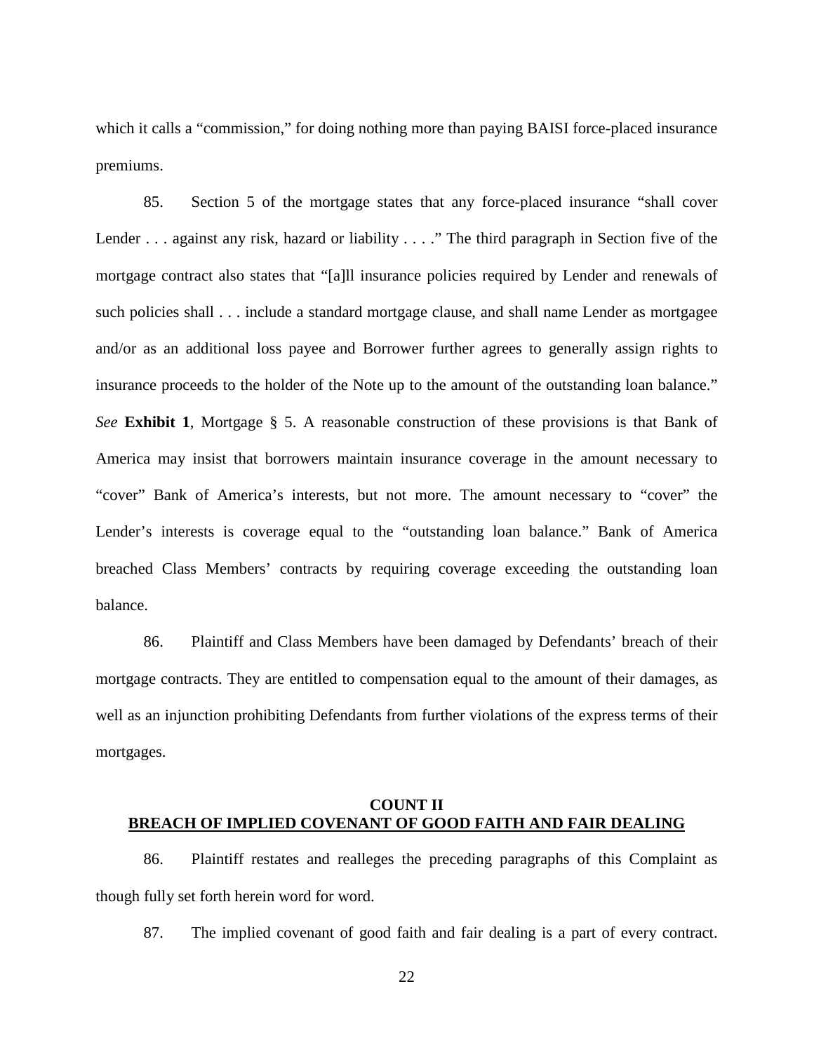which it calls a "commission," for doing nothing more than paying BAISI force-placed insurance premiums.

85. Section 5 of the mortgage states that any force-placed insurance "shall cover Lender . . . against any risk, hazard or liability . . . ." The third paragraph in Section five of the mortgage contract also states that "[a]ll insurance policies required by Lender and renewals of such policies shall . . . include a standard mortgage clause, and shall name Lender as mortgagee and/or as an additional loss payee and Borrower further agrees to generally assign rights to insurance proceeds to the holder of the Note up to the amount of the outstanding loan balance." *See* **Exhibit 1**, Mortgage § 5. A reasonable construction of these provisions is that Bank of America may insist that borrowers maintain insurance coverage in the amount necessary to "cover" Bank of America's interests, but not more. The amount necessary to "cover" the Lender's interests is coverage equal to the "outstanding loan balance." Bank of America breached Class Members' contracts by requiring coverage exceeding the outstanding loan balance.

86. Plaintiff and Class Members have been damaged by Defendants' breach of their mortgage contracts. They are entitled to compensation equal to the amount of their damages, as well as an injunction prohibiting Defendants from further violations of the express terms of their mortgages.

## COUNT II
## BREACH OF IMPLIED COVENANT OF GOOD FAITH AND FAIR DEALING

86. Plaintiff restates and realleges the preceding paragraphs of this Complaint as though fully set forth herein word for word.

87. The implied covenant of good faith and fair dealing is a part of every contract.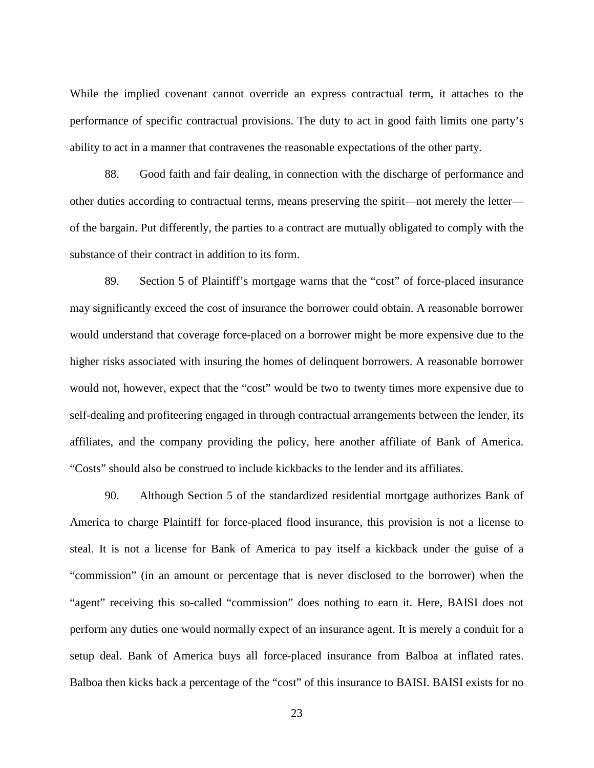While the implied covenant cannot override an express contractual term, it attaches to the performance of specific contractual provisions. The duty to act in good faith limits one party's ability to act in a manner that contravenes the reasonable expectations of the other party.

88. Good faith and fair dealing, in connection with the discharge of performance and other duties according to contractual terms, means preserving the spirit—not merely the letter—of the bargain. Put differently, the parties to a contract are mutually obligated to comply with the substance of their contract in addition to its form.

89. Section 5 of Plaintiff's mortgage warns that the "cost" of force-placed insurance may significantly exceed the cost of insurance the borrower could obtain. A reasonable borrower would understand that coverage force-placed on a borrower might be more expensive due to the higher risks associated with insuring the homes of delinquent borrowers. A reasonable borrower would not, however, expect that the "cost" would be two to twenty times more expensive due to self-dealing and profiteering engaged in through contractual arrangements between the lender, its affiliates, and the company providing the policy, here another affiliate of Bank of America. "Costs" should also be construed to include kickbacks to the lender and its affiliates.

90. Although Section 5 of the standardized residential mortgage authorizes Bank of America to charge Plaintiff for force-placed flood insurance, this provision is not a license to steal. It is not a license for Bank of America to pay itself a kickback under the guise of a "commission" (in an amount or percentage that is never disclosed to the borrower) when the "agent" receiving this so-called "commission" does nothing to earn it. Here, BAISI does not perform any duties one would normally expect of an insurance agent. It is merely a conduit for a setup deal. Bank of America buys all force-placed insurance from Balboa at inflated rates. Balboa then kicks back a percentage of the "cost" of this insurance to BAISI. BAISI exists for no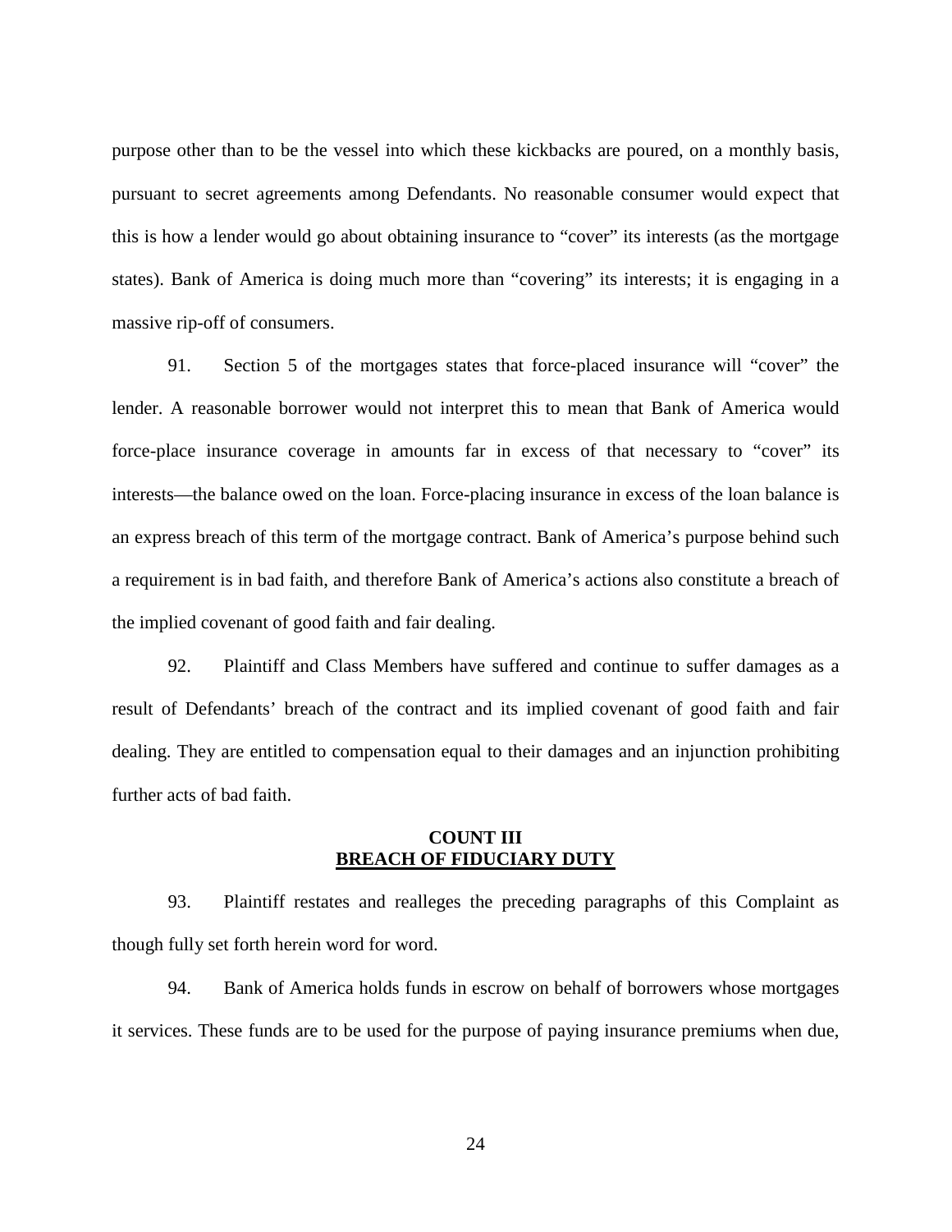purpose other than to be the vessel into which these kickbacks are poured, on a monthly basis, pursuant to secret agreements among Defendants. No reasonable consumer would expect that this is how a lender would go about obtaining insurance to "cover" its interests (as the mortgage states). Bank of America is doing much more than "covering" its interests; it is engaging in a massive rip-off of consumers.

91. Section 5 of the mortgages states that force-placed insurance will "cover" the lender. A reasonable borrower would not interpret this to mean that Bank of America would force-place insurance coverage in amounts far in excess of that necessary to "cover" its interests—the balance owed on the loan. Force-placing insurance in excess of the loan balance is an express breach of this term of the mortgage contract. Bank of America's purpose behind such a requirement is in bad faith, and therefore Bank of America's actions also constitute a breach of the implied covenant of good faith and fair dealing.

92. Plaintiff and Class Members have suffered and continue to suffer damages as a result of Defendants' breach of the contract and its implied covenant of good faith and fair dealing. They are entitled to compensation equal to their damages and an injunction prohibiting further acts of bad faith.

## COUNT III
## BREACH OF FIDUCIARY DUTY

93. Plaintiff restates and realleges the preceding paragraphs of this Complaint as though fully set forth herein word for word.

94. Bank of America holds funds in escrow on behalf of borrowers whose mortgages it services. These funds are to be used for the purpose of paying insurance premiums when due,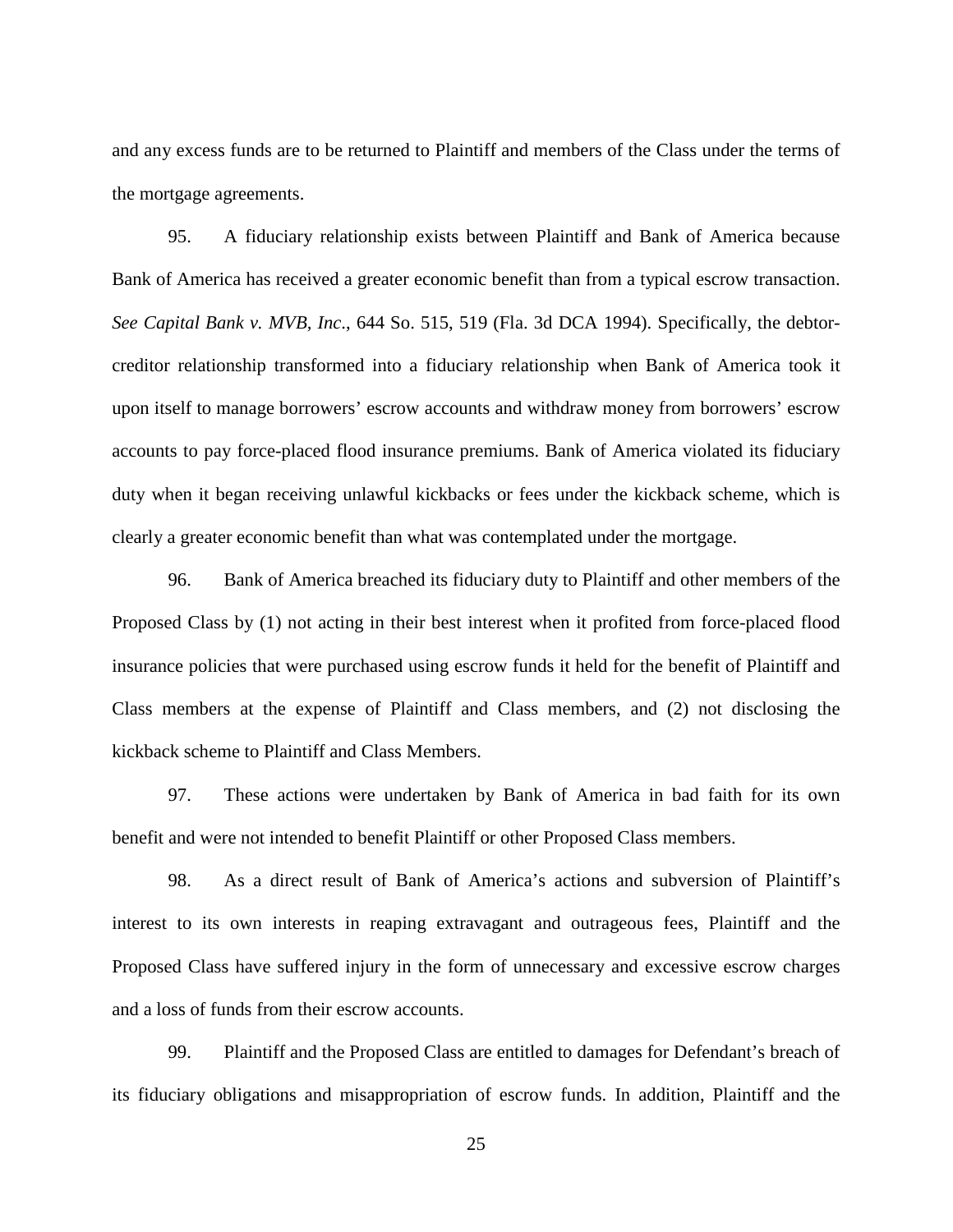and any excess funds are to be returned to Plaintiff and members of the Class under the terms of the mortgage agreements.

95. A fiduciary relationship exists between Plaintiff and Bank of America because Bank of America has received a greater economic benefit than from a typical escrow transaction. *See Capital Bank v. MVB, Inc*., 644 So. 515, 519 (Fla. 3d DCA 1994). Specifically, the debtor-creditor relationship transformed into a fiduciary relationship when Bank of America took it upon itself to manage borrowers' escrow accounts and withdraw money from borrowers' escrow accounts to pay force-placed flood insurance premiums. Bank of America violated its fiduciary duty when it began receiving unlawful kickbacks or fees under the kickback scheme, which is clearly a greater economic benefit than what was contemplated under the mortgage.

96. Bank of America breached its fiduciary duty to Plaintiff and other members of the Proposed Class by (1) not acting in their best interest when it profited from force-placed flood insurance policies that were purchased using escrow funds it held for the benefit of Plaintiff and Class members at the expense of Plaintiff and Class members, and (2) not disclosing the kickback scheme to Plaintiff and Class Members.

97. These actions were undertaken by Bank of America in bad faith for its own benefit and were not intended to benefit Plaintiff or other Proposed Class members.

98. As a direct result of Bank of America's actions and subversion of Plaintiff's interest to its own interests in reaping extravagant and outrageous fees, Plaintiff and the Proposed Class have suffered injury in the form of unnecessary and excessive escrow charges and a loss of funds from their escrow accounts.

99. Plaintiff and the Proposed Class are entitled to damages for Defendant's breach of its fiduciary obligations and misappropriation of escrow funds. In addition, Plaintiff and the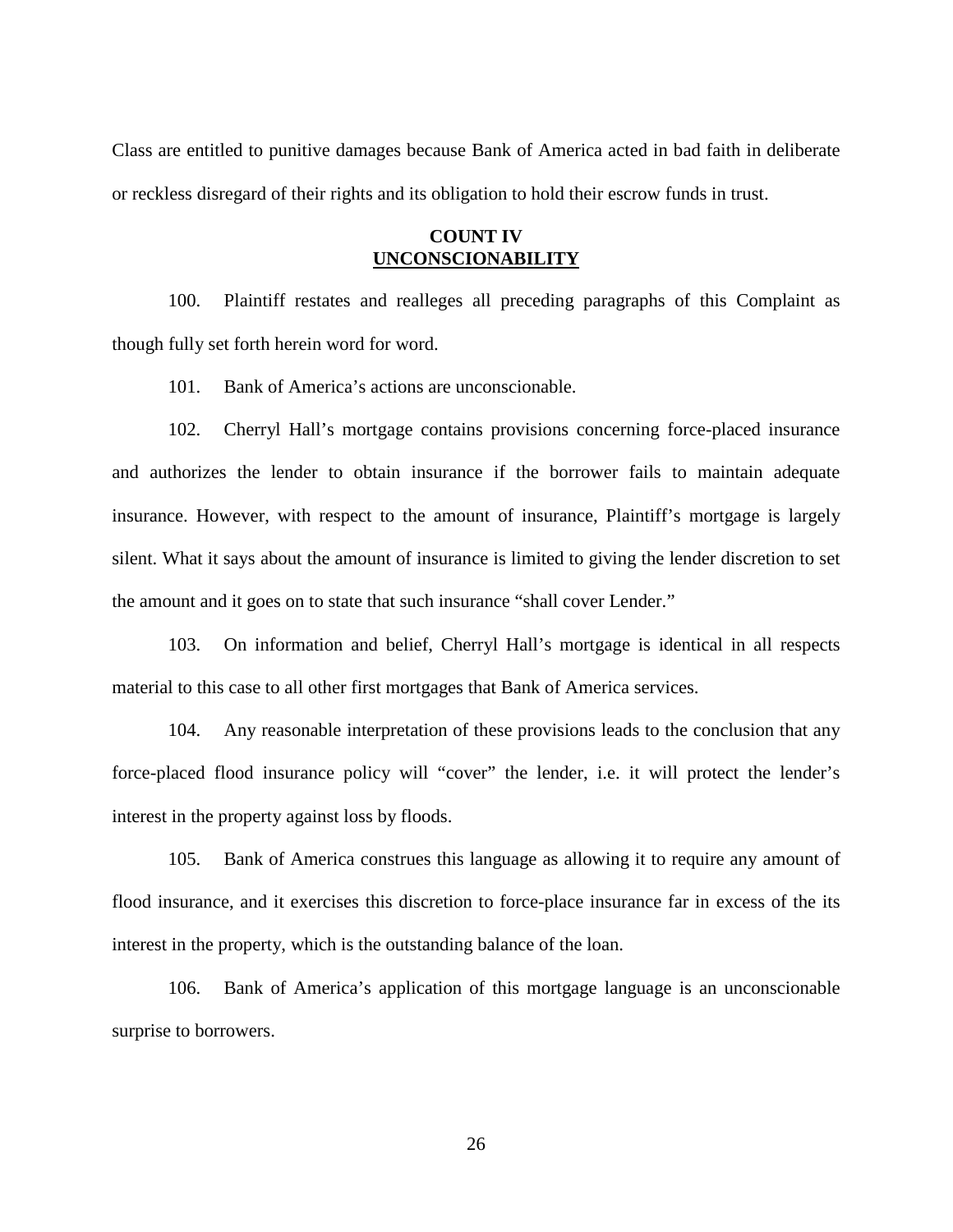Class are entitled to punitive damages because Bank of America acted in bad faith in deliberate or reckless disregard of their rights and its obligation to hold their escrow funds in trust.

**COUNT IV**
**UNCONSCIONABILITY**

100. Plaintiff restates and realleges all preceding paragraphs of this Complaint as though fully set forth herein word for word.

101. Bank of America's actions are unconscionable.

102. Cherryl Hall's mortgage contains provisions concerning force-placed insurance and authorizes the lender to obtain insurance if the borrower fails to maintain adequate insurance. However, with respect to the amount of insurance, Plaintiff's mortgage is largely silent. What it says about the amount of insurance is limited to giving the lender discretion to set the amount and it goes on to state that such insurance "shall cover Lender."

103. On information and belief, Cherryl Hall's mortgage is identical in all respects material to this case to all other first mortgages that Bank of America services.

104. Any reasonable interpretation of these provisions leads to the conclusion that any force-placed flood insurance policy will "cover" the lender, i.e. it will protect the lender's interest in the property against loss by floods.

105. Bank of America construes this language as allowing it to require any amount of flood insurance, and it exercises this discretion to force-place insurance far in excess of the its interest in the property, which is the outstanding balance of the loan.

106. Bank of America's application of this mortgage language is an unconscionable surprise to borrowers.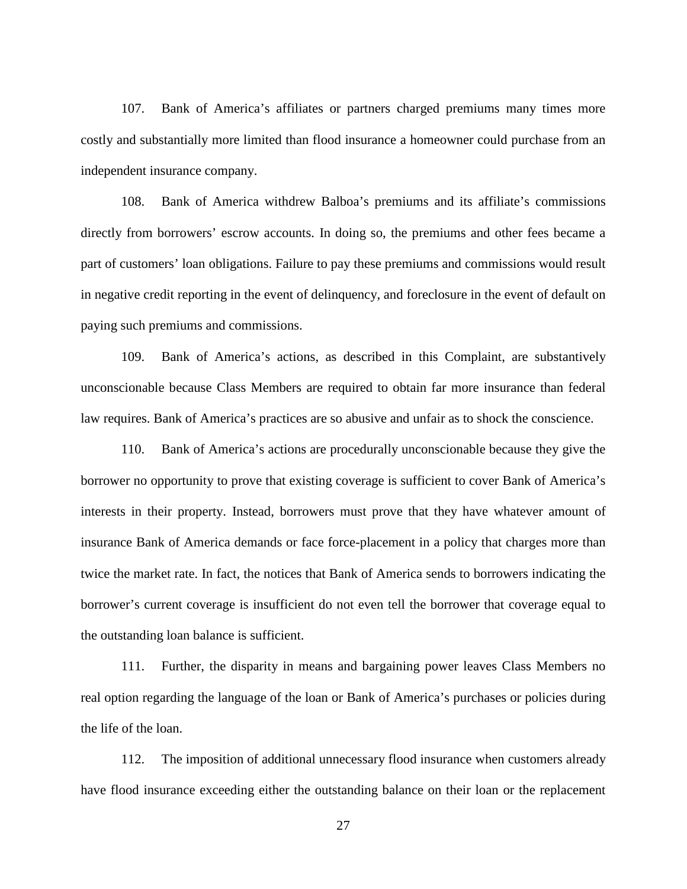107. Bank of America's affiliates or partners charged premiums many times more costly and substantially more limited than flood insurance a homeowner could purchase from an independent insurance company.

108. Bank of America withdrew Balboa's premiums and its affiliate's commissions directly from borrowers' escrow accounts. In doing so, the premiums and other fees became a part of customers' loan obligations. Failure to pay these premiums and commissions would result in negative credit reporting in the event of delinquency, and foreclosure in the event of default on paying such premiums and commissions.

109. Bank of America's actions, as described in this Complaint, are substantively unconscionable because Class Members are required to obtain far more insurance than federal law requires. Bank of America's practices are so abusive and unfair as to shock the conscience.

110. Bank of America's actions are procedurally unconscionable because they give the borrower no opportunity to prove that existing coverage is sufficient to cover Bank of America's interests in their property. Instead, borrowers must prove that they have whatever amount of insurance Bank of America demands or face force-placement in a policy that charges more than twice the market rate. In fact, the notices that Bank of America sends to borrowers indicating the borrower's current coverage is insufficient do not even tell the borrower that coverage equal to the outstanding loan balance is sufficient.

111. Further, the disparity in means and bargaining power leaves Class Members no real option regarding the language of the loan or Bank of America's purchases or policies during the life of the loan.

112. The imposition of additional unnecessary flood insurance when customers already have flood insurance exceeding either the outstanding balance on their loan or the replacement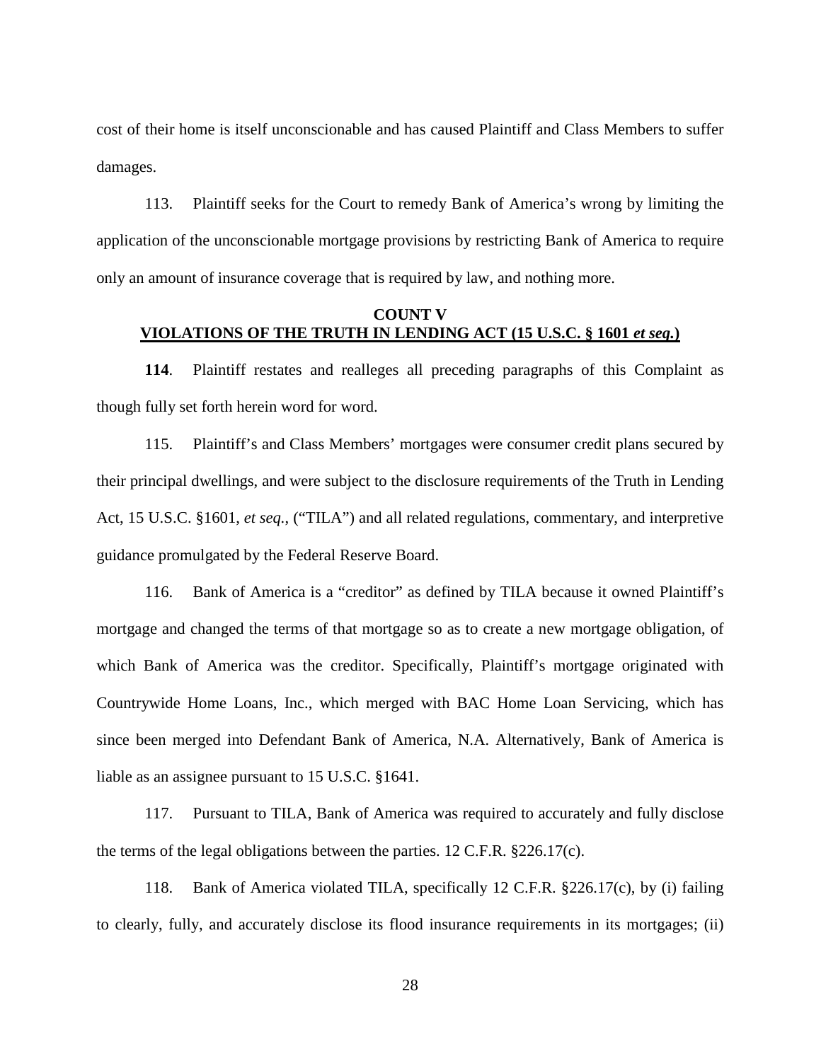cost of their home is itself unconscionable and has caused Plaintiff and Class Members to suffer damages.

113. Plaintiff seeks for the Court to remedy Bank of America's wrong by limiting the application of the unconscionable mortgage provisions by restricting Bank of America to require only an amount of insurance coverage that is required by law, and nothing more.

**COUNT V**
**VIOLATIONS OF THE TRUTH IN LENDING ACT (15 U.S.C. § 1601 *et seq.*)**

**114**. Plaintiff restates and realleges all preceding paragraphs of this Complaint as though fully set forth herein word for word.

115. Plaintiff's and Class Members' mortgages were consumer credit plans secured by their principal dwellings, and were subject to the disclosure requirements of the Truth in Lending Act, 15 U.S.C. §1601, *et seq.*, ("TILA") and all related regulations, commentary, and interpretive guidance promulgated by the Federal Reserve Board.

116. Bank of America is a "creditor" as defined by TILA because it owned Plaintiff's mortgage and changed the terms of that mortgage so as to create a new mortgage obligation, of which Bank of America was the creditor. Specifically, Plaintiff's mortgage originated with Countrywide Home Loans, Inc., which merged with BAC Home Loan Servicing, which has since been merged into Defendant Bank of America, N.A. Alternatively, Bank of America is liable as an assignee pursuant to 15 U.S.C. §1641.

117. Pursuant to TILA, Bank of America was required to accurately and fully disclose the terms of the legal obligations between the parties. 12 C.F.R. §226.17(c).

118. Bank of America violated TILA, specifically 12 C.F.R. §226.17(c), by (i) failing to clearly, fully, and accurately disclose its flood insurance requirements in its mortgages; (ii)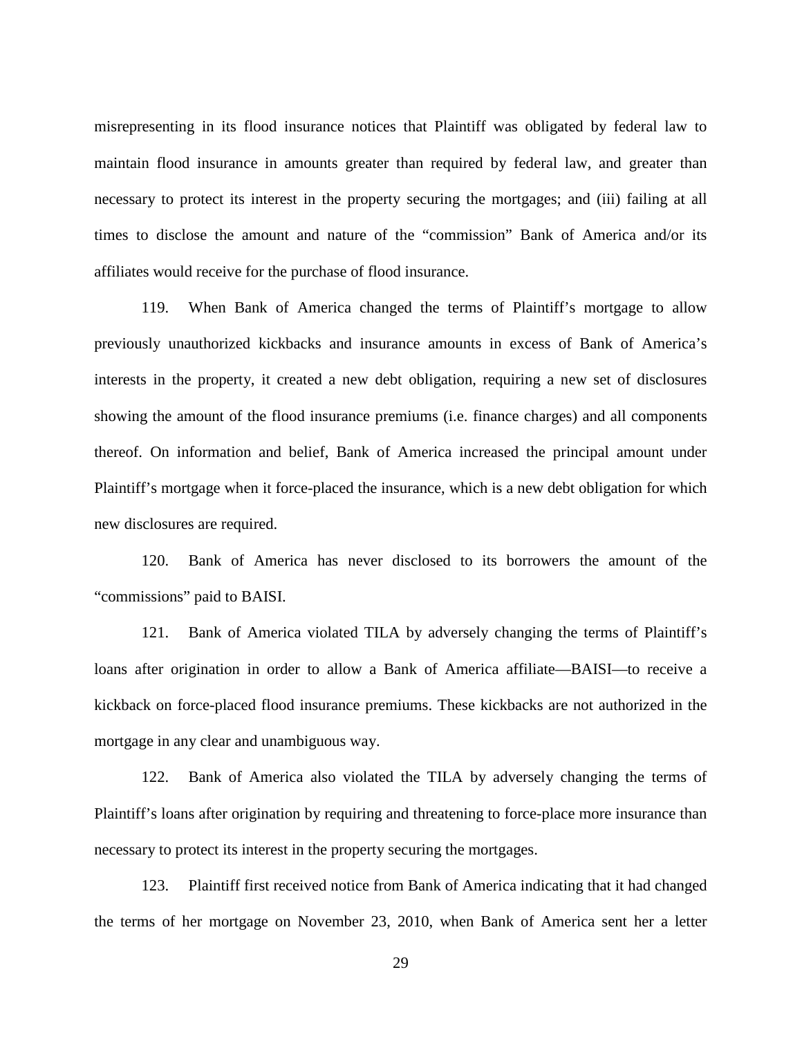misrepresenting in its flood insurance notices that Plaintiff was obligated by federal law to maintain flood insurance in amounts greater than required by federal law, and greater than necessary to protect its interest in the property securing the mortgages; and (iii) failing at all times to disclose the amount and nature of the "commission" Bank of America and/or its affiliates would receive for the purchase of flood insurance.

119. When Bank of America changed the terms of Plaintiff's mortgage to allow previously unauthorized kickbacks and insurance amounts in excess of Bank of America's interests in the property, it created a new debt obligation, requiring a new set of disclosures showing the amount of the flood insurance premiums (i.e. finance charges) and all components thereof. On information and belief, Bank of America increased the principal amount under Plaintiff's mortgage when it force-placed the insurance, which is a new debt obligation for which new disclosures are required.

120. Bank of America has never disclosed to its borrowers the amount of the "commissions" paid to BAISI.

121. Bank of America violated TILA by adversely changing the terms of Plaintiff's loans after origination in order to allow a Bank of America affiliate—BAISI—to receive a kickback on force-placed flood insurance premiums. These kickbacks are not authorized in the mortgage in any clear and unambiguous way.

122. Bank of America also violated the TILA by adversely changing the terms of Plaintiff's loans after origination by requiring and threatening to force-place more insurance than necessary to protect its interest in the property securing the mortgages.

123. Plaintiff first received notice from Bank of America indicating that it had changed the terms of her mortgage on November 23, 2010, when Bank of America sent her a letter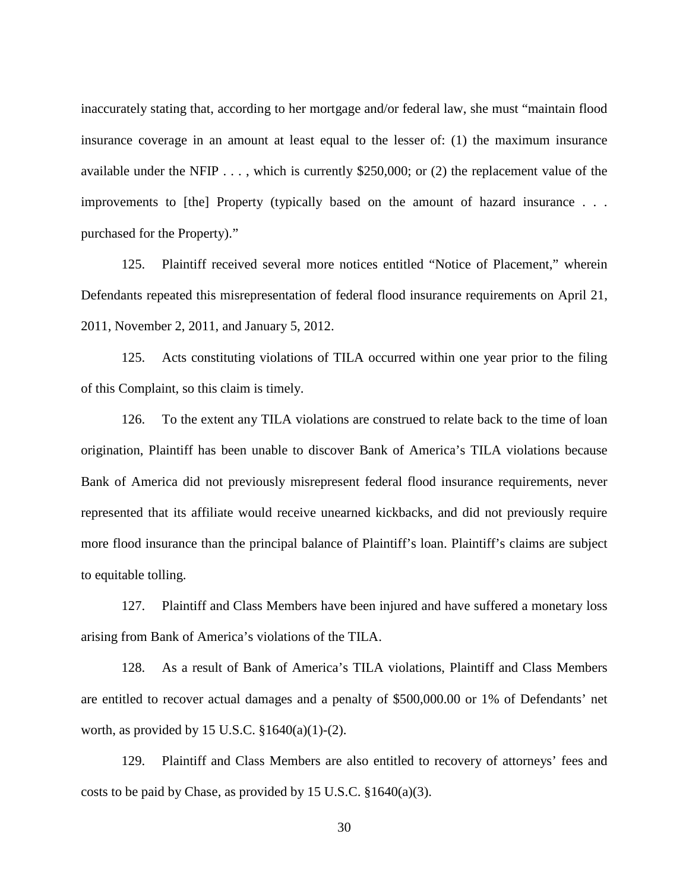inaccurately stating that, according to her mortgage and/or federal law, she must "maintain flood insurance coverage in an amount at least equal to the lesser of: (1) the maximum insurance available under the NFIP . . . , which is currently $250,000; or (2) the replacement value of the improvements to [the] Property (typically based on the amount of hazard insurance . . . purchased for the Property)."

125. Plaintiff received several more notices entitled "Notice of Placement," wherein Defendants repeated this misrepresentation of federal flood insurance requirements on April 21, 2011, November 2, 2011, and January 5, 2012.

125. Acts constituting violations of TILA occurred within one year prior to the filing of this Complaint, so this claim is timely.

126. To the extent any TILA violations are construed to relate back to the time of loan origination, Plaintiff has been unable to discover Bank of America's TILA violations because Bank of America did not previously misrepresent federal flood insurance requirements, never represented that its affiliate would receive unearned kickbacks, and did not previously require more flood insurance than the principal balance of Plaintiff's loan. Plaintiff's claims are subject to equitable tolling.

127. Plaintiff and Class Members have been injured and have suffered a monetary loss arising from Bank of America's violations of the TILA.

128. As a result of Bank of America's TILA violations, Plaintiff and Class Members are entitled to recover actual damages and a penalty of $500,000.00 or 1% of Defendants' net worth, as provided by 15 U.S.C. §1640(a)(1)-(2).

129. Plaintiff and Class Members are also entitled to recovery of attorneys' fees and costs to be paid by Chase, as provided by 15 U.S.C. §1640(a)(3).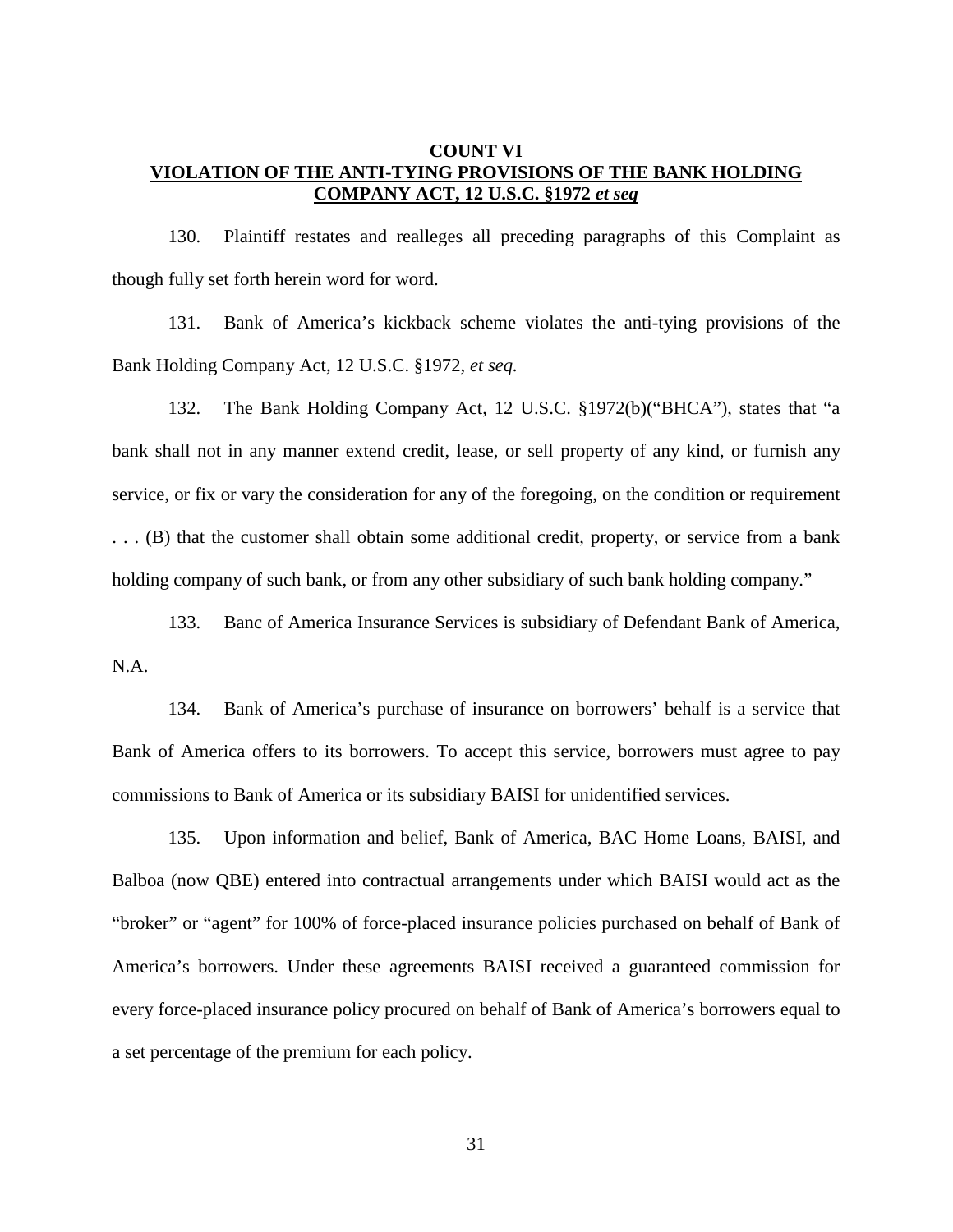**COUNT VI**
**<u>VIOLATION OF THE ANTI-TYING PROVISIONS OF THE BANK HOLDING COMPANY ACT, 12 U.S.C. §1972 *et seq*</u>**

130. Plaintiff restates and realleges all preceding paragraphs of this Complaint as though fully set forth herein word for word.

131. Bank of America's kickback scheme violates the anti-tying provisions of the Bank Holding Company Act, 12 U.S.C. §1972, *et seq.*

132. The Bank Holding Company Act, 12 U.S.C. §1972(b)("BHCA"), states that "a bank shall not in any manner extend credit, lease, or sell property of any kind, or furnish any service, or fix or vary the consideration for any of the foregoing, on the condition or requirement . . . (B) that the customer shall obtain some additional credit, property, or service from a bank holding company of such bank, or from any other subsidiary of such bank holding company."

133. Banc of America Insurance Services is subsidiary of Defendant Bank of America, N.A.

134. Bank of America's purchase of insurance on borrowers' behalf is a service that Bank of America offers to its borrowers. To accept this service, borrowers must agree to pay commissions to Bank of America or its subsidiary BAISI for unidentified services.

135. Upon information and belief, Bank of America, BAC Home Loans, BAISI, and Balboa (now QBE) entered into contractual arrangements under which BAISI would act as the "broker" or "agent" for 100% of force-placed insurance policies purchased on behalf of Bank of America's borrowers. Under these agreements BAISI received a guaranteed commission for every force-placed insurance policy procured on behalf of Bank of America's borrowers equal to a set percentage of the premium for each policy.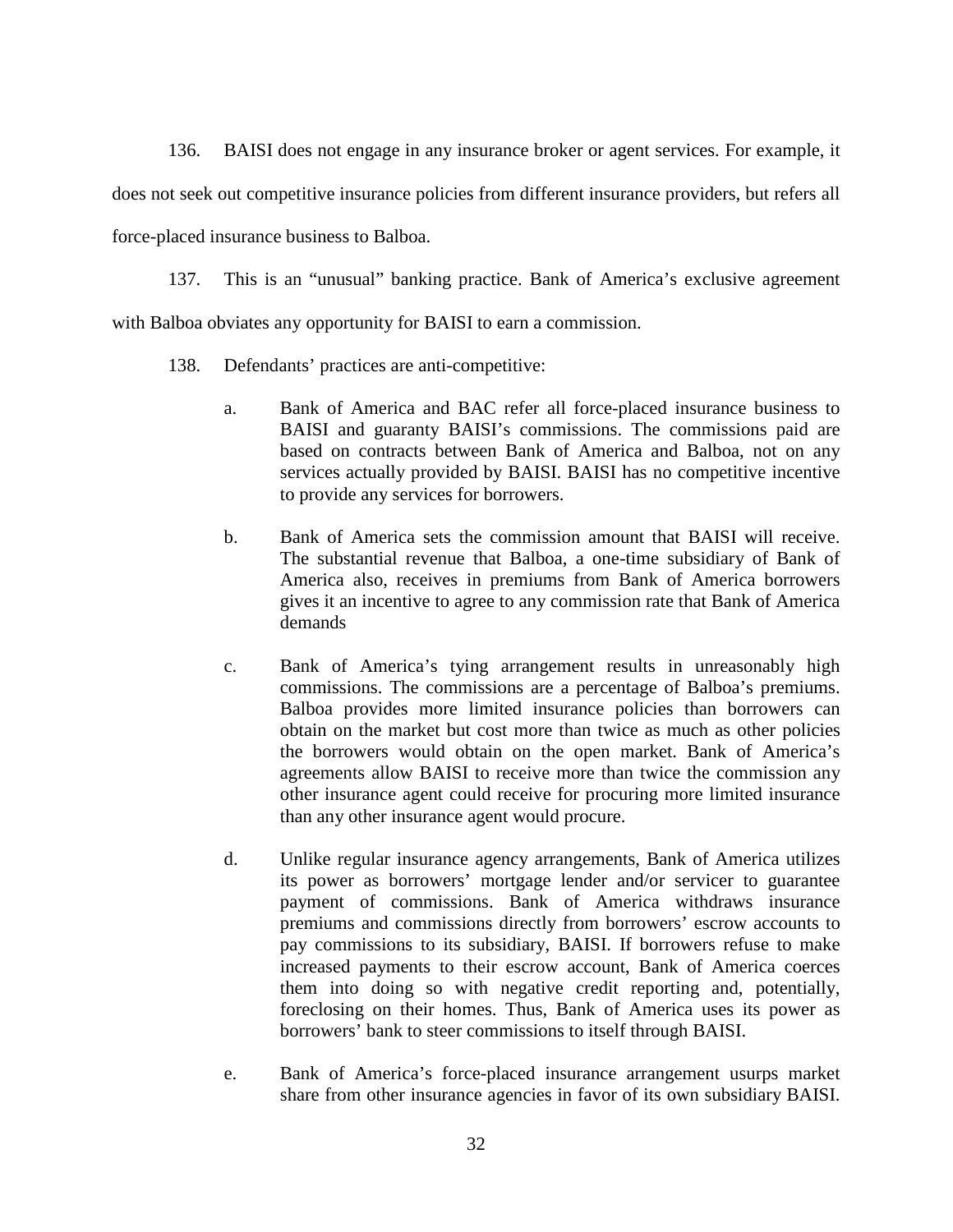136. BAISI does not engage in any insurance broker or agent services. For example, it does not seek out competitive insurance policies from different insurance providers, but refers all force-placed insurance business to Balboa.

137. This is an "unusual" banking practice. Bank of America's exclusive agreement with Balboa obviates any opportunity for BAISI to earn a commission.

138. Defendants' practices are anti-competitive:

a. Bank of America and BAC refer all force-placed insurance business to BAISI and guaranty BAISI's commissions. The commissions paid are based on contracts between Bank of America and Balboa, not on any services actually provided by BAISI. BAISI has no competitive incentive to provide any services for borrowers.

b. Bank of America sets the commission amount that BAISI will receive. The substantial revenue that Balboa, a one-time subsidiary of Bank of America also, receives in premiums from Bank of America borrowers gives it an incentive to agree to any commission rate that Bank of America demands

c. Bank of America's tying arrangement results in unreasonably high commissions. The commissions are a percentage of Balboa's premiums. Balboa provides more limited insurance policies than borrowers can obtain on the market but cost more than twice as much as other policies the borrowers would obtain on the open market. Bank of America's agreements allow BAISI to receive more than twice the commission any other insurance agent could receive for procuring more limited insurance than any other insurance agent would procure.

d. Unlike regular insurance agency arrangements, Bank of America utilizes its power as borrowers' mortgage lender and/or servicer to guarantee payment of commissions. Bank of America withdraws insurance premiums and commissions directly from borrowers' escrow accounts to pay commissions to its subsidiary, BAISI. If borrowers refuse to make increased payments to their escrow account, Bank of America coerces them into doing so with negative credit reporting and, potentially, foreclosing on their homes. Thus, Bank of America uses its power as borrowers' bank to steer commissions to itself through BAISI.

e. Bank of America's force-placed insurance arrangement usurps market share from other insurance agencies in favor of its own subsidiary BAISI.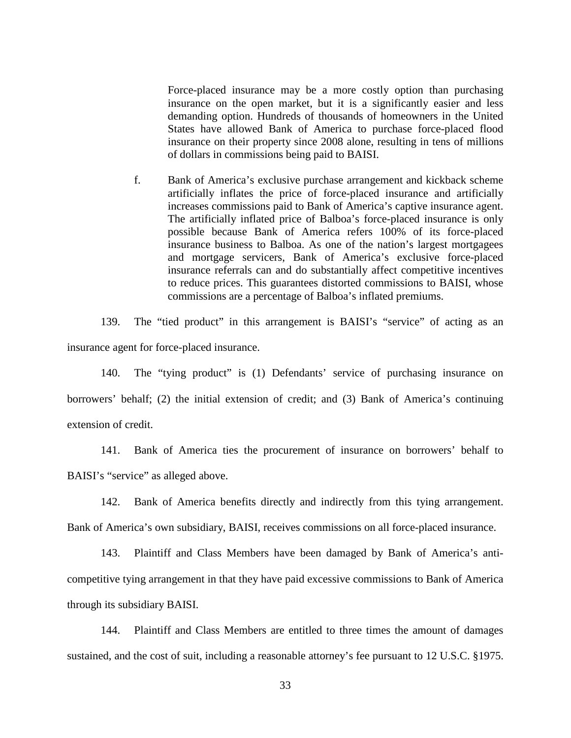> Force-placed insurance may be a more costly option than purchasing insurance on the open market, but it is a significantly easier and less demanding option. Hundreds of thousands of homeowners in the United States have allowed Bank of America to purchase force-placed flood insurance on their property since 2008 alone, resulting in tens of millions of dollars in commissions being paid to BAISI.
>
> f. Bank of America's exclusive purchase arrangement and kickback scheme artificially inflates the price of force-placed insurance and artificially increases commissions paid to Bank of America's captive insurance agent. The artificially inflated price of Balboa's force-placed insurance is only possible because Bank of America refers 100% of its force-placed insurance business to Balboa. As one of the nation's largest mortgagees and mortgage servicers, Bank of America's exclusive force-placed insurance referrals can and do substantially affect competitive incentives to reduce prices. This guarantees distorted commissions to BAISI, whose commissions are a percentage of Balboa's inflated premiums.

139. The "tied product" in this arrangement is BAISI's "service" of acting as an insurance agent for force-placed insurance.

140. The "tying product" is (1) Defendants' service of purchasing insurance on borrowers' behalf; (2) the initial extension of credit; and (3) Bank of America's continuing extension of credit.

141. Bank of America ties the procurement of insurance on borrowers' behalf to BAISI's "service" as alleged above.

142. Bank of America benefits directly and indirectly from this tying arrangement. Bank of America's own subsidiary, BAISI, receives commissions on all force-placed insurance.

143. Plaintiff and Class Members have been damaged by Bank of America's anti-competitive tying arrangement in that they have paid excessive commissions to Bank of America through its subsidiary BAISI.

144. Plaintiff and Class Members are entitled to three times the amount of damages sustained, and the cost of suit, including a reasonable attorney's fee pursuant to 12 U.S.C. §1975.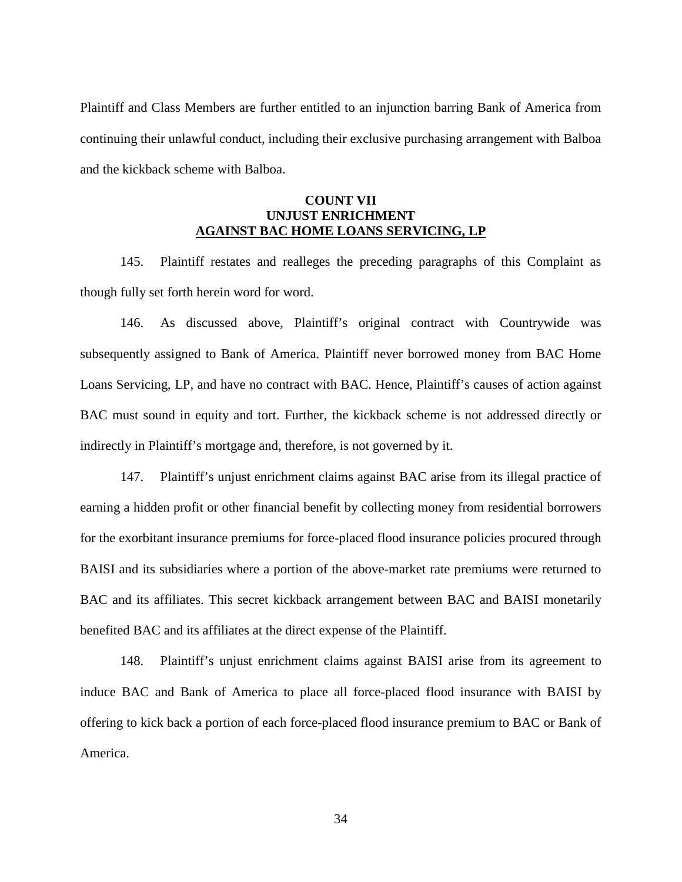Plaintiff and Class Members are further entitled to an injunction barring Bank of America from continuing their unlawful conduct, including their exclusive purchasing arrangement with Balboa and the kickback scheme with Balboa.

**COUNT VII**
**UNJUST ENRICHMENT**
**AGAINST BAC HOME LOANS SERVICING, LP**

145. Plaintiff restates and realleges the preceding paragraphs of this Complaint as though fully set forth herein word for word.

146. As discussed above, Plaintiff's original contract with Countrywide was subsequently assigned to Bank of America. Plaintiff never borrowed money from BAC Home Loans Servicing, LP, and have no contract with BAC. Hence, Plaintiff's causes of action against BAC must sound in equity and tort. Further, the kickback scheme is not addressed directly or indirectly in Plaintiff's mortgage and, therefore, is not governed by it.

147. Plaintiff's unjust enrichment claims against BAC arise from its illegal practice of earning a hidden profit or other financial benefit by collecting money from residential borrowers for the exorbitant insurance premiums for force-placed flood insurance policies procured through BAISI and its subsidiaries where a portion of the above-market rate premiums were returned to BAC and its affiliates. This secret kickback arrangement between BAC and BAISI monetarily benefited BAC and its affiliates at the direct expense of the Plaintiff.

148. Plaintiff's unjust enrichment claims against BAISI arise from its agreement to induce BAC and Bank of America to place all force-placed flood insurance with BAISI by offering to kick back a portion of each force-placed flood insurance premium to BAC or Bank of America.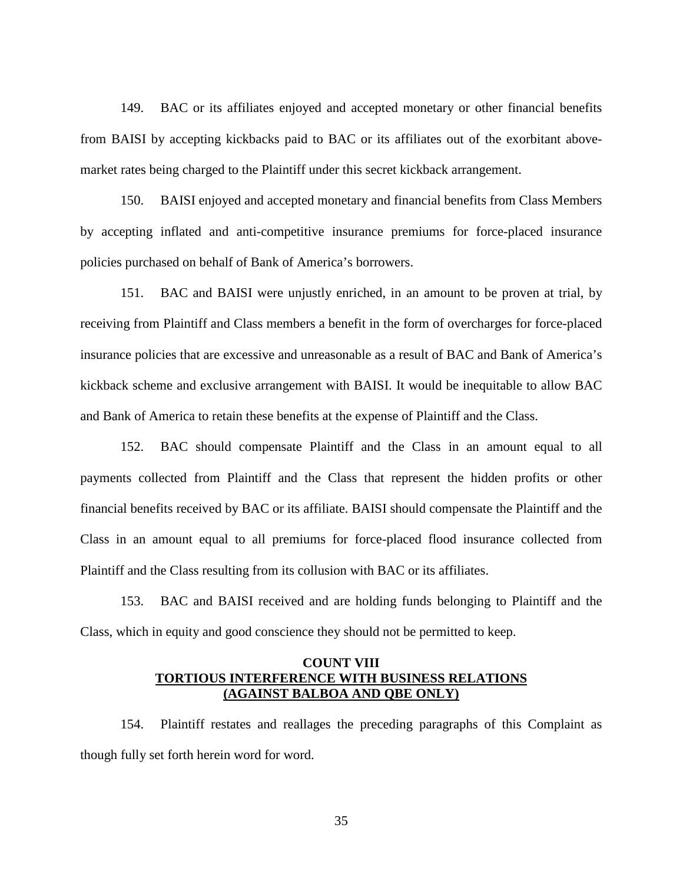149. BAC or its affiliates enjoyed and accepted monetary or other financial benefits from BAISI by accepting kickbacks paid to BAC or its affiliates out of the exorbitant above-market rates being charged to the Plaintiff under this secret kickback arrangement.

150. BAISI enjoyed and accepted monetary and financial benefits from Class Members by accepting inflated and anti-competitive insurance premiums for force-placed insurance policies purchased on behalf of Bank of America's borrowers.

151. BAC and BAISI were unjustly enriched, in an amount to be proven at trial, by receiving from Plaintiff and Class members a benefit in the form of overcharges for force-placed insurance policies that are excessive and unreasonable as a result of BAC and Bank of America's kickback scheme and exclusive arrangement with BAISI. It would be inequitable to allow BAC and Bank of America to retain these benefits at the expense of Plaintiff and the Class.

152. BAC should compensate Plaintiff and the Class in an amount equal to all payments collected from Plaintiff and the Class that represent the hidden profits or other financial benefits received by BAC or its affiliate. BAISI should compensate the Plaintiff and the Class in an amount equal to all premiums for force-placed flood insurance collected from Plaintiff and the Class resulting from its collusion with BAC or its affiliates.

153. BAC and BAISI received and are holding funds belonging to Plaintiff and the Class, which in equity and good conscience they should not be permitted to keep.

## COUNT VIII
## TORTIOUS INTERFERENCE WITH BUSINESS RELATIONS
## (AGAINST BALBOA AND QBE ONLY)

154. Plaintiff restates and reallages the preceding paragraphs of this Complaint as though fully set forth herein word for word.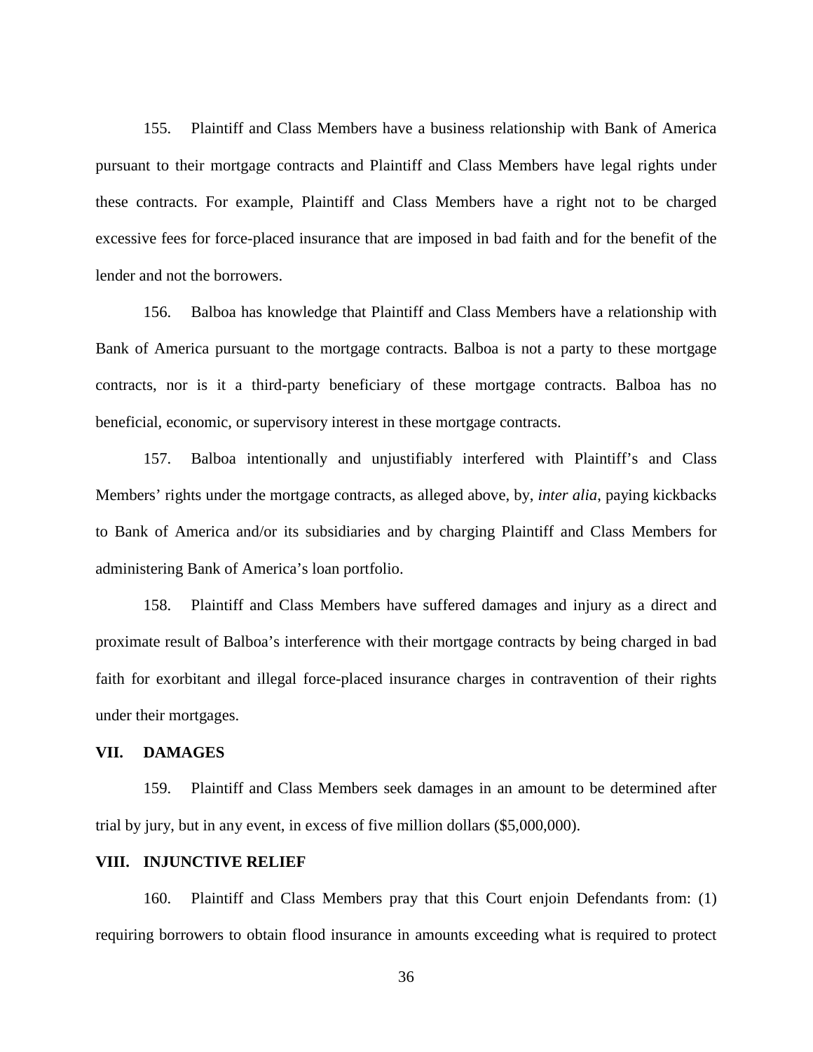155. Plaintiff and Class Members have a business relationship with Bank of America pursuant to their mortgage contracts and Plaintiff and Class Members have legal rights under these contracts. For example, Plaintiff and Class Members have a right not to be charged excessive fees for force-placed insurance that are imposed in bad faith and for the benefit of the lender and not the borrowers.

156. Balboa has knowledge that Plaintiff and Class Members have a relationship with Bank of America pursuant to the mortgage contracts. Balboa is not a party to these mortgage contracts, nor is it a third-party beneficiary of these mortgage contracts. Balboa has no beneficial, economic, or supervisory interest in these mortgage contracts.

157. Balboa intentionally and unjustifiably interfered with Plaintiff's and Class Members' rights under the mortgage contracts, as alleged above, by, *inter alia*, paying kickbacks to Bank of America and/or its subsidiaries and by charging Plaintiff and Class Members for administering Bank of America's loan portfolio.

158. Plaintiff and Class Members have suffered damages and injury as a direct and proximate result of Balboa's interference with their mortgage contracts by being charged in bad faith for exorbitant and illegal force-placed insurance charges in contravention of their rights under their mortgages.

## VII. DAMAGES

159. Plaintiff and Class Members seek damages in an amount to be determined after trial by jury, but in any event, in excess of five million dollars ($5,000,000).

## VIII. INJUNCTIVE RELIEF

160. Plaintiff and Class Members pray that this Court enjoin Defendants from: (1) requiring borrowers to obtain flood insurance in amounts exceeding what is required to protect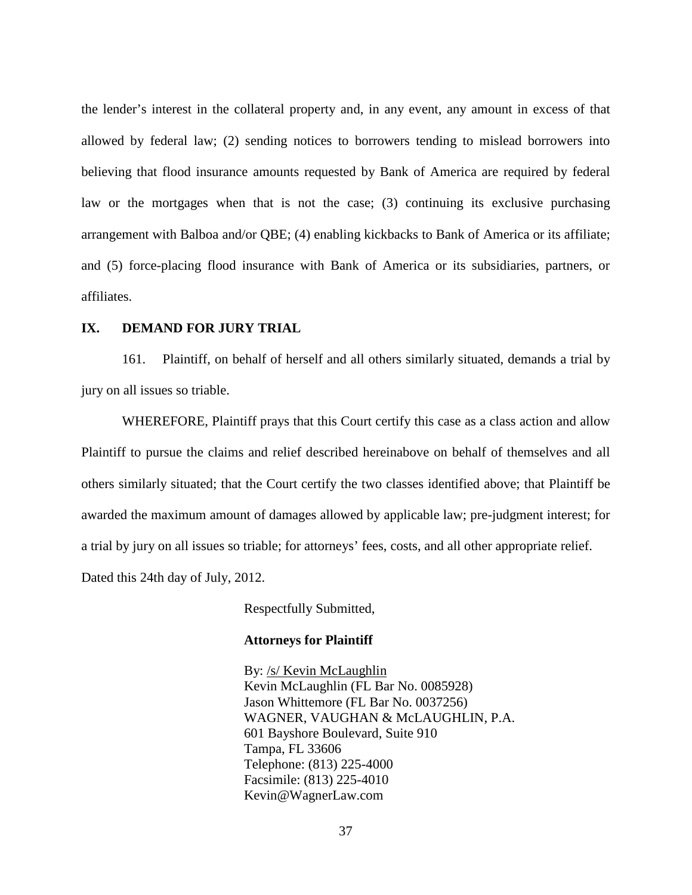the lender's interest in the collateral property and, in any event, any amount in excess of that allowed by federal law; (2) sending notices to borrowers tending to mislead borrowers into believing that flood insurance amounts requested by Bank of America are required by federal law or the mortgages when that is not the case; (3) continuing its exclusive purchasing arrangement with Balboa and/or QBE; (4) enabling kickbacks to Bank of America or its affiliate; and (5) force-placing flood insurance with Bank of America or its subsidiaries, partners, or affiliates.

## IX. DEMAND FOR JURY TRIAL

161. Plaintiff, on behalf of herself and all others similarly situated, demands a trial by jury on all issues so triable.

WHEREFORE, Plaintiff prays that this Court certify this case as a class action and allow Plaintiff to pursue the claims and relief described hereinabove on behalf of themselves and all others similarly situated; that the Court certify the two classes identified above; that Plaintiff be awarded the maximum amount of damages allowed by applicable law; pre-judgment interest; for a trial by jury on all issues so triable; for attorneys' fees, costs, and all other appropriate relief.

Dated this 24th day of July, 2012.

Respectfully Submitted,

**Attorneys for Plaintiff**

By: /s/ Kevin McLaughlin
Kevin McLaughlin (FL Bar No. 0085928)
Jason Whittemore (FL Bar No. 0037256)
WAGNER, VAUGHAN & McLAUGHLIN, P.A.
601 Bayshore Boulevard, Suite 910
Tampa, FL 33606
Telephone: (813) 225-4000
Facsimile: (813) 225-4010
Kevin@WagnerLaw.com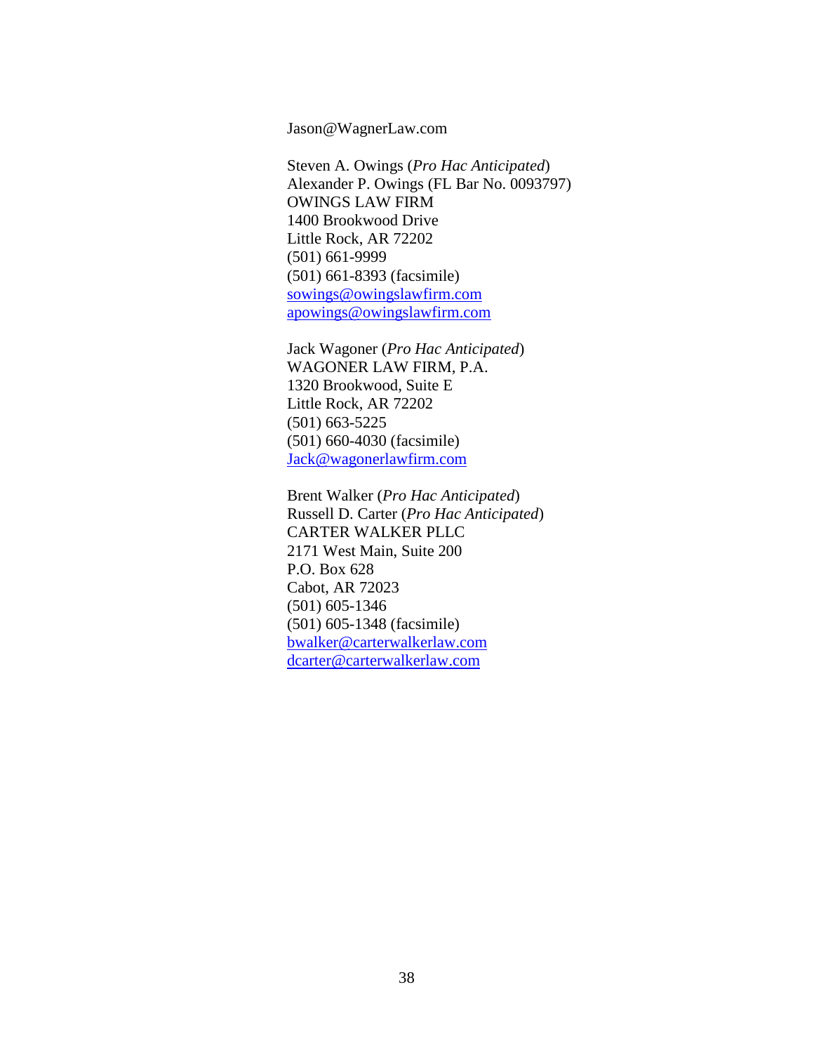Jason@WagnerLaw.com

Steven A. Owings (*Pro Hac Anticipated*)
Alexander P. Owings (FL Bar No. 0093797)
OWINGS LAW FIRM
1400 Brookwood Drive
Little Rock, AR 72202
(501) 661-9999
(501) 661-8393 (facsimile)
sowings@owingslawfirm.com
apowings@owingslawfirm.com

Jack Wagoner (*Pro Hac Anticipated*)
WAGONER LAW FIRM, P.A.
1320 Brookwood, Suite E
Little Rock, AR 72202
(501) 663-5225
(501) 660-4030 (facsimile)
Jack@wagonerlawfirm.com

Brent Walker (*Pro Hac Anticipated*)
Russell D. Carter (*Pro Hac Anticipated*)
CARTER WALKER PLLC
2171 West Main, Suite 200
P.O. Box 628
Cabot, AR 72023
(501) 605-1346
(501) 605-1348 (facsimile)
bwalker@carterwalkerlaw.com
dcarter@carterwalkerlaw.com